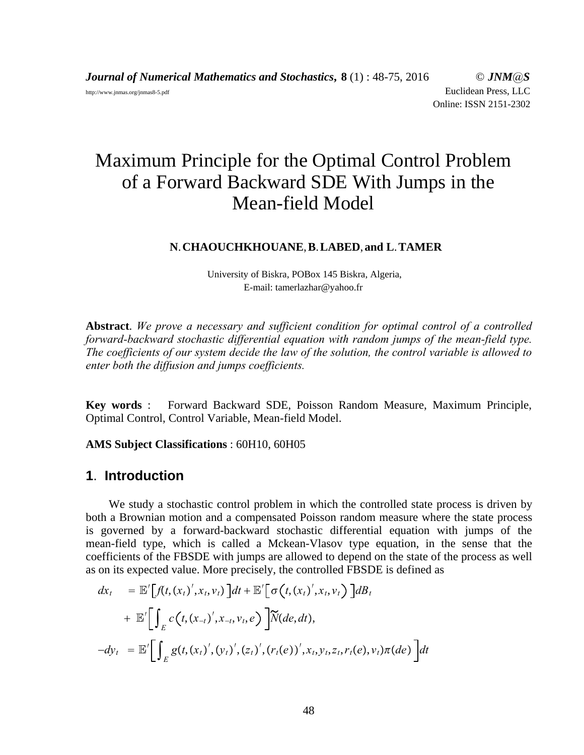*Journal of Numerical Mathematics and Stochastics*, **8** (1) : 48-75, 2016 © ***JNM@S***

http://www.jnmas.org/jnmas8-5.pdf Euclidean Press, LLC

Online: ISSN 2151-2302

# Maximum Principle for the Optimal Control Problem of a Forward Backward SDE With Jumps in the Mean-field Model

**N. CHAOUCHKHOUANE, B. LABED, and L. TAMER**

University of Biskra, POBox 145 Biskra, Algeria,
E-mail: tamerlazhar@yahoo.fr

**Abstract**. *We prove a necessary and sufficient condition for optimal control of a controlled forward-backward stochastic differential equation with random jumps of the mean-field type. The coefficients of our system decide the law of the solution, the control variable is allowed to enter both the diffusion and jumps coefficients.*

**Key words** : Forward Backward SDE, Poisson Random Measure, Maximum Principle, Optimal Control, Control Variable, Mean-field Model.

**AMS Subject Classifications** : 60H10, 60H05

## 1. Introduction

We study a stochastic control problem in which the controlled state process is driven by both a Brownian motion and a compensated Poisson random measure where the state process is governed by a forward-backward stochastic differential equation with jumps of the mean-field type, which is called a Mckean-Vlasov type equation, in the sense that the coefficients of the FBSDE with jumps are allowed to depend on the state of the process as well as on its expected value. More precisely, the controlled FBSDE is defined as

$$
\begin{aligned}
dx_t \quad &= \mathbb{E}'\left[f(t,(x_t)',x_t,v_t)\right]dt + \mathbb{E}'\left[\sigma\left(t,(x_t)',x_t,v_t\right)\right]dB_t \\
&\quad + \mathbb{E}'\left[\int_E c\left(t,(x_{-t})',x_{-t},v_t,e\right)\right]\widetilde{N}(de,dt), \\
-dy_t \quad &= \mathbb{E}'\left[\int_E g(t,(x_t)',(y_t)',(z_t)',(r_t(e))',x_t,y_t,z_t,r_t(e),v_t)\pi(de)\right]dt
\end{aligned}
$$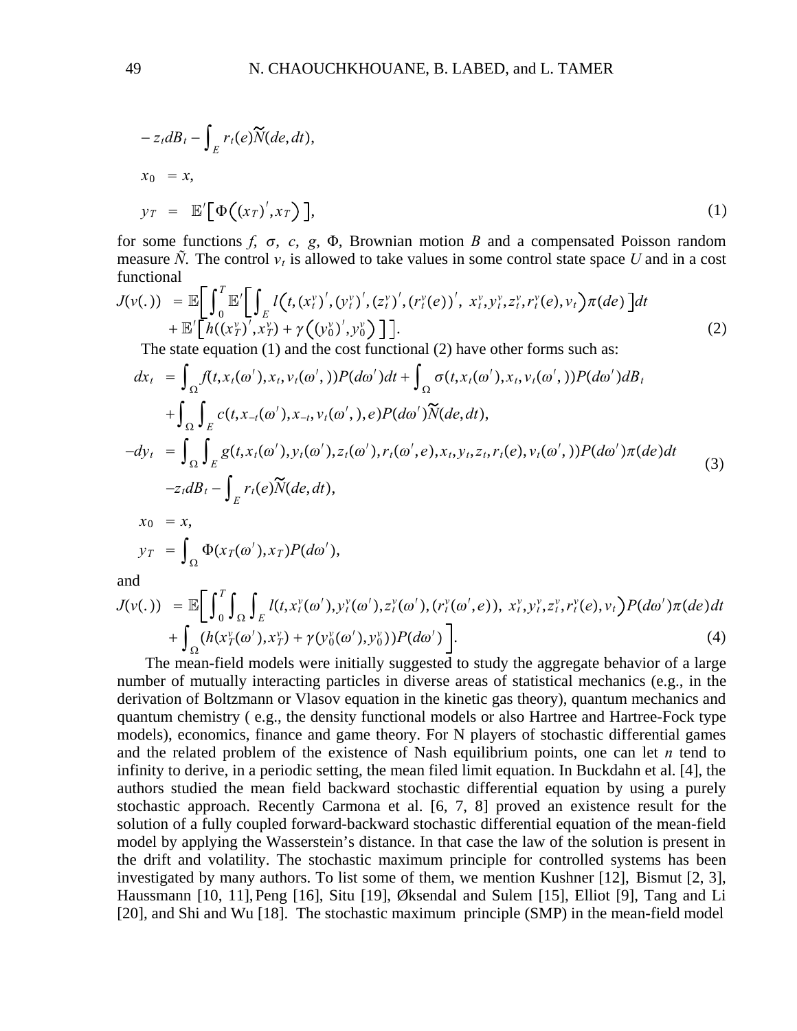$$
\begin{aligned}
&-z_t dB_t - \int_E r_t(e)\widetilde{N}(de,dt),\\
&x_0 \;=\; x,\\
&y_T \;=\; \mathbb{E}'\big[\Phi\big((x_T)', x_T\big)\big],
\end{aligned}
\tag{1}
$$

for some functions $f$, $\sigma$, $c$, $g$, $\Phi$, Brownian motion $B$ and a compensated Poisson random measure $\tilde{N}$. The control $v_t$ is allowed to take values in some control state space $U$ and in a cost functional

$$
\begin{aligned}
J(v(.)) \;&=\; \mathbb{E}\Big[\int_0^T \mathbb{E}'\Big[\int_E l\big(t, (x_t^v)', (y_t^v)', (z_t^v)', (r_t^v(e))',\; x_t^v, y_t^v, z_t^v, r_t^v(e), v_t\big)\pi(de)\Big]dt\\
&\quad + \mathbb{E}'\big[h((x_T^v)', x_T^v) + \gamma\big((y_0^v)', y_0^v\big)\big]\Big].
\end{aligned}
\tag{2}
$$

The state equation (1) and the cost functional (2) have other forms such as:

$$
\begin{aligned}
dx_t \;&=\; \int_\Omega f(t, x_t(\omega'), x_t, v_t(\omega', ))P(d\omega')dt + \int_\Omega \sigma(t, x_t(\omega'), x_t, v_t(\omega', ))P(d\omega')dB_t\\
&\quad + \int_\Omega \int_E c(t, x_{-t}(\omega'), x_{-t}, v_t(\omega', ), e)P(d\omega')\widetilde{N}(de,dt),\\
-dy_t \;&=\; \int_\Omega \int_E g(t, x_t(\omega'), y_t(\omega'), z_t(\omega'), r_t(\omega', e), x_t, y_t, z_t, r_t(e), v_t(\omega', ))P(d\omega')\pi(de)dt\\
&\quad - z_t dB_t - \int_E r_t(e)\widetilde{N}(de,dt),\\
x_0 \;&=\; x,\\
y_T \;&=\; \int_\Omega \Phi(x_T(\omega'), x_T)P(d\omega'),
\end{aligned}
\tag{3}
$$

and

$$
\begin{aligned}
J(v(.)) \;&=\; \mathbb{E}\Big[\int_0^T \int_\Omega \int_E l(t, x_t^v(\omega'), y_t^v(\omega'), z_t^v(\omega'), (r_t^v(\omega', e)),\; x_t^v, y_t^v, z_t^v, r_t^v(e), v_t\big)P(d\omega')\pi(de)dt\\
&\quad + \int_\Omega (h(x_T^v(\omega'), x_T^v) + \gamma(y_0^v(\omega'), y_0^v))P(d\omega')\Big].
\end{aligned}
\tag{4}
$$

The mean-field models were initially suggested to study the aggregate behavior of a large number of mutually interacting particles in diverse areas of statistical mechanics (e.g., in the derivation of Boltzmann or Vlasov equation in the kinetic gas theory), quantum mechanics and quantum chemistry ( e.g., the density functional models or also Hartree and Hartree-Fock type models), economics, finance and game theory. For N players of stochastic differential games and the related problem of the existence of Nash equilibrium points, one can let $n$ tend to infinity to derive, in a periodic setting, the mean filed limit equation. In Buckdahn et al. [4], the authors studied the mean field backward stochastic differential equation by using a purely stochastic approach. Recently Carmona et al. [6, 7, 8] proved an existence result for the solution of a fully coupled forward-backward stochastic differential equation of the mean-field model by applying the Wasserstein's distance. In that case the law of the solution is present in the drift and volatility. The stochastic maximum principle for controlled systems has been investigated by many authors. To list some of them, we mention Kushner [12], Bismut [2, 3], Haussmann [10, 11], Peng [16], Situ [19], Øksendal and Sulem [15], Elliot [9], Tang and Li [20], and Shi and Wu [18]. The stochastic maximum principle (SMP) in the mean-field model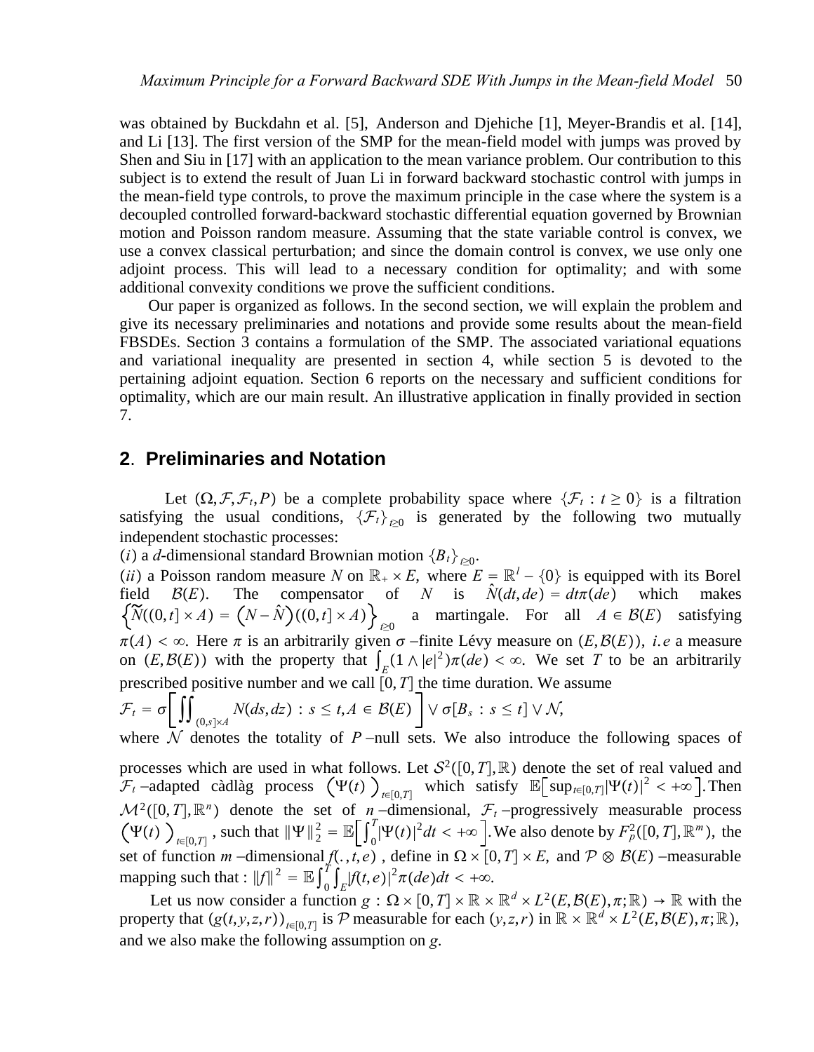was obtained by Buckdahn et al. [5], Anderson and Djehiche [1], Meyer-Brandis et al. [14], and Li [13]. The first version of the SMP for the mean-field model with jumps was proved by Shen and Siu in [17] with an application to the mean variance problem. Our contribution to this subject is to extend the result of Juan Li in forward backward stochastic control with jumps in the mean-field type controls, to prove the maximum principle in the case where the system is a decoupled controlled forward-backward stochastic differential equation governed by Brownian motion and Poisson random measure. Assuming that the state variable control is convex, we use a convex classical perturbation; and since the domain control is convex, we use only one adjoint process. This will lead to a necessary condition for optimality; and with some additional convexity conditions we prove the sufficient conditions.

Our paper is organized as follows. In the second section, we will explain the problem and give its necessary preliminaries and notations and provide some results about the mean-field FBSDEs. Section 3 contains a formulation of the SMP. The associated variational equations and variational inequality are presented in section 4, while section 5 is devoted to the pertaining adjoint equation. Section 6 reports on the necessary and sufficient conditions for optimality, which are our main result. An illustrative application in finally provided in section 7.

## 2. Preliminaries and Notation

Let $(\Omega, \mathcal{F}, \mathcal{F}_t, P)$ be a complete probability space where $\{\mathcal{F}_t : t \geq 0\}$ is a filtration satisfying the usual conditions, $\{\mathcal{F}_t\}_{t\geq 0}$ is generated by the following two mutually independent stochastic processes:

$(i)$ a $d$-dimensional standard Brownian motion $\{B_t\}_{t\geq 0}$.

$(ii)$ a Poisson random measure $N$ on $\mathbb{R}_+ \times E$, where $E = \mathbb{R}^l - \{0\}$ is equipped with its Borel field $\mathcal{B}(E)$. The compensator of $N$ is $\hat{N}(dt, de) = dt\pi(de)$ which makes $\left\{\widetilde{N}((0,t] \times A) = \left(N - \hat{N}\right)((0,t] \times A)\right\}_{t\geq 0}$ a martingale. For all $A \in \mathcal{B}(E)$ satisfying $\pi(A) < \infty$. Here $\pi$ is an arbitrarily given $\sigma$ –finite Lévy measure on $(E, \mathcal{B}(E))$, $i.e$ a measure on $(E, \mathcal{B}(E))$ with the property that $\int_E (1 \wedge |e|^2)\pi(de) < \infty$. We set $T$ to be an arbitrarily prescribed positive number and we call $[0,T]$ the time duration. We assume

$$\mathcal{F}_t = \sigma\left[\iint_{(0,s]\times A} N(ds, dz) : s \leq t, A \in \mathcal{B}(E)\right] \vee \sigma[B_s : s \leq t] \vee \mathcal{N},$$

where $\mathcal{N}$ denotes the totality of $P$ –null sets. We also introduce the following spaces of processes which are used in what follows. Let $\mathcal{S}^2([0,T], \mathbb{R})$ denote the set of real valued and $\mathcal{F}_t$ –adapted càdlàg process $\left(\Psi(t)\right)_{t\in[0,T]}$ which satisfy $\mathbb{E}\left[\sup_{t\in[0,T]}|\Psi(t)|^2 < +\infty\right]$. Then $\mathcal{M}^2([0,T], \mathbb{R}^n)$ denote the set of $n$ –dimensional, $\mathcal{F}_t$ –progressively measurable process $\left(\Psi(t)\right)_{t\in[0,T]}$, such that $\|\Psi\|_2^2 = \mathbb{E}\left[\int_0^T |\Psi(t)|^2 dt < +\infty\right]$. We also denote by $F_p^2([0,T], \mathbb{R}^m)$, the set of function $m$ –dimensional $f(.,t,e)$ , define in $\Omega \times [0,T] \times E$, and $\mathcal{P} \otimes \mathcal{B}(E)$ –measurable mapping such that : $\|f\|^2 = \mathbb{E}\int_0^T \int_E |f(t,e)|^2 \pi(de)dt < +\infty$.

Let us now consider a function $g : \Omega \times [0,T] \times \mathbb{R} \times \mathbb{R}^d \times L^2(E, \mathcal{B}(E), \pi; \mathbb{R}) \to \mathbb{R}$ with the property that $(g(t,y,z,r))_{t\in[0,T]}$ is $\mathcal{P}$ measurable for each $(y,z,r)$ in $\mathbb{R} \times \mathbb{R}^d \times L^2(E, \mathcal{B}(E), \pi; \mathbb{R})$, and we also make the following assumption on $g$.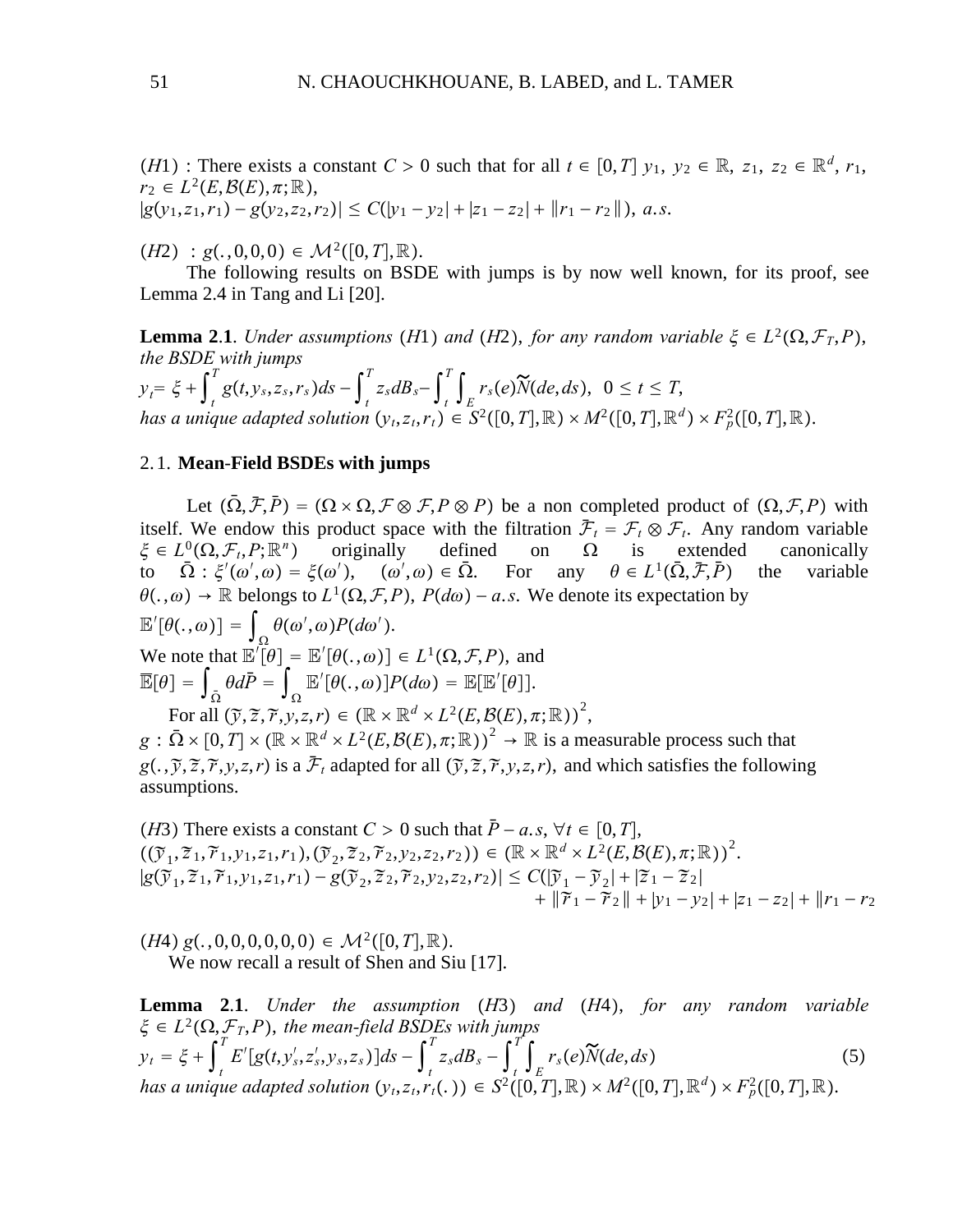$(H1)$ : There exists a constant $C > 0$ such that for all $t \in [0,T]$ $y_1,\ y_2 \in \mathbb{R},\ z_1,\ z_2 \in \mathbb{R}^d,\ r_1,\ r_2 \in L^2(E,\mathcal{B}(E),\pi;\mathbb{R})$,
$|g(y_1,z_1,r_1) - g(y_2,z_2,r_2)| \le C(|y_1 - y_2| + |z_1 - z_2| + \|r_1 - r_2\|),\ a.s.$

$(H2)$ : $g(.,0,0,0) \in \mathcal{M}^2([0,T],\mathbb{R})$.

The following results on BSDE with jumps is by now well known, for its proof, see Lemma 2.4 in Tang and Li [20].

**Lemma 2.1**. *Under assumptions $(H1)$ and $(H2)$, for any random variable $\xi \in L^2(\Omega,\mathcal{F}_T,P)$, the BSDE with jumps*

$$y_t = \xi + \int_t^T g(t,y_s,z_s,r_s)ds - \int_t^T z_s dB_s - \int_t^T\int_E r_s(e)\widetilde{N}(de,ds),\ \ 0 \le t \le T,$$

*has a unique adapted solution* $(y_t,z_t,r_t) \in S^2([0,T],\mathbb{R}) \times M^2([0,T],\mathbb{R}^d) \times F_p^2([0,T],\mathbb{R})$.

## 2.1. Mean-Field BSDEs with jumps

Let $(\bar{\Omega},\bar{\mathcal{F}},\bar{P}) = (\Omega \times \Omega, \mathcal{F} \otimes \mathcal{F}, P \otimes P)$ be a non completed product of $(\Omega,\mathcal{F},P)$ with itself. We endow this product space with the filtration $\bar{\mathcal{F}}_t = \mathcal{F}_t \otimes \mathcal{F}_t$. Any random variable $\xi \in L^0(\Omega,\mathcal{F}_t,P;\mathbb{R}^n)$ originally defined on $\Omega$ is extended canonically to $\bar{\Omega}$ : $\xi'(\omega',\omega) = \xi(\omega')$, $(\omega',\omega) \in \bar{\Omega}$. For any $\theta \in L^1(\bar{\Omega},\bar{\mathcal{F}},\bar{P})$ the variable $\theta(.,\omega) \to \mathbb{R}$ belongs to $L^1(\Omega,\mathcal{F},P)$, $P(d\omega) - a.s.$ We denote its expectation by

$$\mathbb{E}'[\theta(.,\omega)] = \int_\Omega \theta(\omega',\omega)P(d\omega').$$

We note that $\mathbb{E}'[\theta] = \mathbb{E}'[\theta(.,\omega)] \in L^1(\Omega,\mathcal{F},P)$, and

$$\overline{\mathbb{E}}[\theta] = \int_{\bar{\Omega}} \theta d\bar{P} = \int_\Omega \mathbb{E}'[\theta(.,\omega)]P(d\omega) = \mathbb{E}[\mathbb{E}'[\theta]].$$

For all $(\widetilde{y},\widetilde{z},\widetilde{r},y,z,r) \in (\mathbb{R} \times \mathbb{R}^d \times L^2(E,\mathcal{B}(E),\pi;\mathbb{R}))^2$,
$g : \bar{\Omega} \times [0,T] \times (\mathbb{R} \times \mathbb{R}^d \times L^2(E,\mathcal{B}(E),\pi;\mathbb{R}))^2 \to \mathbb{R}$ is a measurable process such that $g(.,\widetilde{y},\widetilde{z},\widetilde{r},y,z,r)$ is a $\bar{\mathcal{F}}_t$ adapted for all $(\widetilde{y},\widetilde{z},\widetilde{r},y,z,r)$, and which satisfies the following assumptions.

$(H3)$ There exists a constant $C > 0$ such that $\bar{P} - a.s.$, $\forall t \in [0,T]$,
$((\widetilde{y}_1,\widetilde{z}_1,\widetilde{r}_1,y_1,z_1,r_1),(\widetilde{y}_2,\widetilde{z}_2,\widetilde{r}_2,y_2,z_2,r_2)) \in (\mathbb{R} \times \mathbb{R}^d \times L^2(E,\mathcal{B}(E),\pi;\mathbb{R}))^2$.

$$|g(\widetilde{y}_1,\widetilde{z}_1,\widetilde{r}_1,y_1,z_1,r_1) - g(\widetilde{y}_2,\widetilde{z}_2,\widetilde{r}_2,y_2,z_2,r_2)| \le C(|\widetilde{y}_1 - \widetilde{y}_2| + |\widetilde{z}_1 - \widetilde{z}_2| + \|\widetilde{r}_1 - \widetilde{r}_2\| + |y_1 - y_2| + |z_1 - z_2| + \|r_1 - r_2$$

$(H4)$ $g(.,0,0,0,0,0,0) \in \mathcal{M}^2([0,T],\mathbb{R})$.

We now recall a result of Shen and Siu [17].

**Lemma 2.1**. *Under the assumption $(H3)$ and $(H4)$, for any random variable $\xi \in L^2(\Omega,\mathcal{F}_T,P)$, the mean-field BSDEs with jumps*

$$y_t = \xi + \int_t^T E'[g(t,y_s',z_s',y_s,z_s)]ds - \int_t^T z_s dB_s - \int_t^T\int_E r_s(e)\widetilde{N}(de,ds) \tag{5}$$

*has a unique adapted solution* $(y_t,z_t,r_t(.)) \in S^2([0,T],\mathbb{R}) \times M^2([0,T],\mathbb{R}^d) \times F_p^2([0,T],\mathbb{R})$.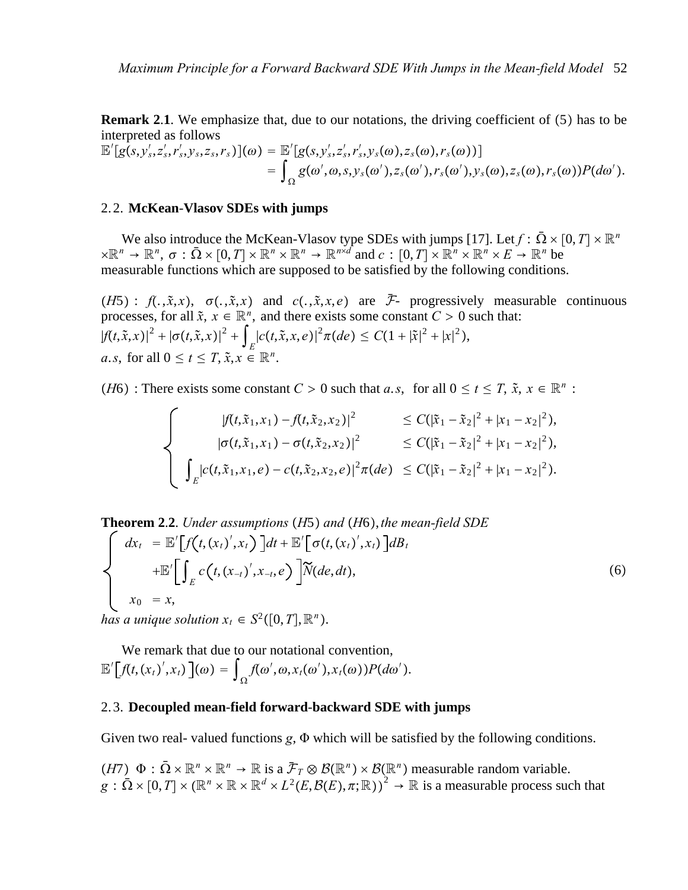**Remark 2.1**. We emphasize that, due to our notations, the driving coefficient of (5) has to be interpreted as follows

$$
\begin{aligned}
\mathbb{E}'[g(s,y'_s,z'_s,r'_s,y_s,z_s,r_s)](\omega) &= \mathbb{E}'[g(s,y'_s,z'_s,r'_s,y_s(\omega),z_s(\omega),r_s(\omega))] \\
&= \int_\Omega g(\omega',\omega,s,y_s(\omega'),z_s(\omega'),r_s(\omega'),y_s(\omega),z_s(\omega),r_s(\omega))P(d\omega').
\end{aligned}
$$

## 2.2. McKean-Vlasov SDEs with jumps

We also introduce the McKean-Vlasov type SDEs with jumps [17]. Let $f:\bar{\Omega}\times[0,T]\times\mathbb{R}^n\times\mathbb{R}^n\to\mathbb{R}^n$, $\sigma:\bar{\Omega}\times[0,T]\times\mathbb{R}^n\times\mathbb{R}^n\to\mathbb{R}^{n\times d}$ and $c:[0,T]\times\mathbb{R}^n\times\mathbb{R}^n\times E\to\mathbb{R}^n$ be measurable functions which are supposed to be satisfied by the following conditions.

$(H5)$ : $f(.,\tilde{x},x)$, $\sigma(.,\tilde{x},x)$ and $c(.,\tilde{x},x,e)$ are $\bar{\mathcal{F}}$- progressively measurable continuous processes, for all $\tilde{x}$, $x\in\mathbb{R}^n$, and there exists some constant $C>0$ such that:
$|f(t,\tilde{x},x)|^2+|\sigma(t,\tilde{x},x)|^2+\int_E|c(t,\tilde{x},x,e)|^2\pi(de)\leq C(1+|\tilde{x}|^2+|x|^2)$,
$a.s$, for all $0\leq t\leq T$, $\tilde{x},x\in\mathbb{R}^n$.

$(H6)$ : There exists some constant $C>0$ such that $a.s$, for all $0\leq t\leq T$, $\tilde{x}$, $x\in\mathbb{R}^n$ :

$$
\begin{cases}
|f(t,\tilde{x}_1,x_1)-f(t,\tilde{x}_2,x_2)|^2 & \leq C(|\tilde{x}_1-\tilde{x}_2|^2+|x_1-x_2|^2),\\
|\sigma(t,\tilde{x}_1,x_1)-\sigma(t,\tilde{x}_2,x_2)|^2 & \leq C(|\tilde{x}_1-\tilde{x}_2|^2+|x_1-x_2|^2),\\
\int_E|c(t,\tilde{x}_1,x_1,e)-c(t,\tilde{x}_2,x_2,e)|^2\pi(de) & \leq C(|\tilde{x}_1-\tilde{x}_2|^2+|x_1-x_2|^2).
\end{cases}
$$

**Theorem 2.2**. *Under assumptions $(H5)$ and $(H6)$, the mean-field SDE*

$$
\begin{cases}
dx_t &= \mathbb{E}'\Big[f\big(t,(x_t)',x_t\big)\Big]dt+\mathbb{E}'\Big[\sigma(t,(x_t)',x_t)\Big]dB_t\\
&\quad+\mathbb{E}'\Big[\int_E c\big(t,(x_{-t})',x_{-t},e\big)\Big]\widetilde{N}(de,dt),\\
x_0 &= x,
\end{cases}
\tag{6}
$$

*has a unique solution $x_t\in S^2([0,T],\mathbb{R}^n)$.*

We remark that due to our notational convention,
$\mathbb{E}'\big[f(t,(x_t)',x_t)\big](\omega)=\int_\Omega f(\omega',\omega,x_t(\omega'),x_t(\omega))P(d\omega')$.

## 2.3. Decoupled mean-field forward-backward SDE with jumps

Given two real- valued functions $g$, $\Phi$ which will be satisfied by the following conditions.

$(H7)$ $\Phi:\bar{\Omega}\times\mathbb{R}^n\times\mathbb{R}^n\to\mathbb{R}$ is a $\bar{\mathcal{F}}_T\otimes\mathcal{B}(\mathbb{R}^n)\times\mathcal{B}(\mathbb{R}^n)$ measurable random variable.
$g:\bar{\Omega}\times[0,T]\times(\mathbb{R}^n\times\mathbb{R}\times\mathbb{R}^d\times L^2(E,\mathcal{B}(E),\pi;\mathbb{R}))^2\to\mathbb{R}$ is a measurable process such that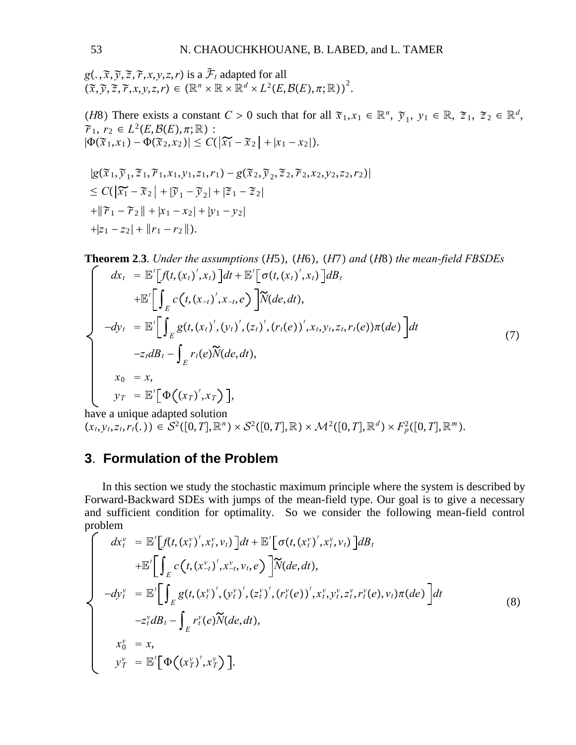$g(.,\widetilde{x},\widetilde{y},\widetilde{z},\widetilde{r},x,y,z,r)$ is a $\bar{\mathcal{F}}_t$ adapted for all $(\widetilde{x},\widetilde{y},\widetilde{z},\widetilde{r},x,y,z,r) \in (\mathbb{R}^n \times \mathbb{R} \times \mathbb{R}^d \times L^2(E,\mathcal{B}(E),\pi;\mathbb{R}))^2$.

$(H8)$ There exists a constant $C > 0$ such that for all $\widetilde{x}_1, x_1 \in \mathbb{R}^n$, $\widetilde{y}_1$, $y_1 \in \mathbb{R}$, $\widetilde{z}_1$, $\widetilde{z}_2 \in \mathbb{R}^d$, $\widetilde{r}_1$, $r_2 \in L^2(E,\mathcal{B}(E),\pi;\mathbb{R})$ :
$|\Phi(\widetilde{x}_1,x_1) - \Phi(\widetilde{x}_2,x_2)| \le C(|\widetilde{x_1} - \widetilde{x}_2| + |x_1 - x_2|)$.

$$
\begin{aligned}
&|g(\widetilde{x}_1,\widetilde{y}_1,\widetilde{z}_1,\widetilde{r}_1,x_1,y_1,z_1,r_1) - g(\widetilde{x}_2,\widetilde{y}_2,\widetilde{z}_2,\widetilde{r}_2,x_2,y_2,z_2,r_2)| \\
&\le C(|\widetilde{x_1} - \widetilde{x}_2| + |\widetilde{y}_1 - \widetilde{y}_2| + |\widetilde{z}_1 - \widetilde{z}_2| \\
&+ \|\widetilde{r}_1 - \widetilde{r}_2\| + |x_1 - x_2| + |y_1 - y_2| \\
&+ |z_1 - z_2| + \|r_1 - r_2\|).
\end{aligned}
$$

**Theorem 2.3**. *Under the assumptions* $(H5)$, $(H6)$, $(H7)$ *and* $(H8)$ *the mean-field FBSDEs*

$$
\begin{cases}
dx_t &= \mathbb{E}'\big[f(t,(x_t)',x_t)\big]dt + \mathbb{E}'\big[\sigma(t,(x_t)',x_t)\big]dB_t \\
&\quad + \mathbb{E}'\Big[\int_E c\big(t,(x_{-t})',x_{-t},e\big)\Big]\widetilde{N}(de,dt), \\
-dy_t &= \mathbb{E}'\Big[\int_E g(t,(x_t)',(y_t)',(z_t)',(r_t(e))',x_t,y_t,z_t,r_t(e))\pi(de)\Big]dt \\
&\quad - z_t dB_t - \int_E r_t(e)\widetilde{N}(de,dt), \\
x_0 &= x, \\
y_T &= \mathbb{E}'\big[\Phi\big((x_T)',x_T\big)\big],
\end{cases}
\tag{7}
$$

have a unique adapted solution
$(x_t,y_t,z_t,r_t(.)) \in \mathcal{S}^2([0,T],\mathbb{R}^n) \times \mathcal{S}^2([0,T],\mathbb{R}) \times \mathcal{M}^2([0,T],\mathbb{R}^d) \times F_p^2([0,T],\mathbb{R}^m)$.

## 3. Formulation of the Problem

In this section we study the stochastic maximum principle where the system is described by Forward-Backward SDEs with jumps of the mean-field type. Our goal is to give a necessary and sufficient condition for optimality. So we consider the following mean-field control problem

$$
\begin{cases}
dx_t^v &= \mathbb{E}'\big[f(t,(x_t^v)',x_t^v,v_t)\big]dt + \mathbb{E}'\big[\sigma(t,(x_t^v)',x_t^v,v_t)\big]dB_t \\
&\quad + \mathbb{E}'\Big[\int_E c\big(t,(x_{-t}^v)',x_{-t}^v,v_t,e\big)\Big]\widetilde{N}(de,dt), \\
-dy_t^v &= \mathbb{E}'\Big[\int_E g(t,(x_t^v)',(y_t^v)',(z_t^v)',(r_t^v(e))',x_t^v,y_t^v,z_t^v,r_t^v(e),v_t)\pi(de)\Big]dt \\
&\quad - z_t^v dB_t - \int_E r_t^v(e)\widetilde{N}(de,dt), \\
x_0^v &= x, \\
y_T^v &= \mathbb{E}'\big[\Phi\big((x_T^v)',x_T^v\big)\big].
\end{cases}
\tag{8}
$$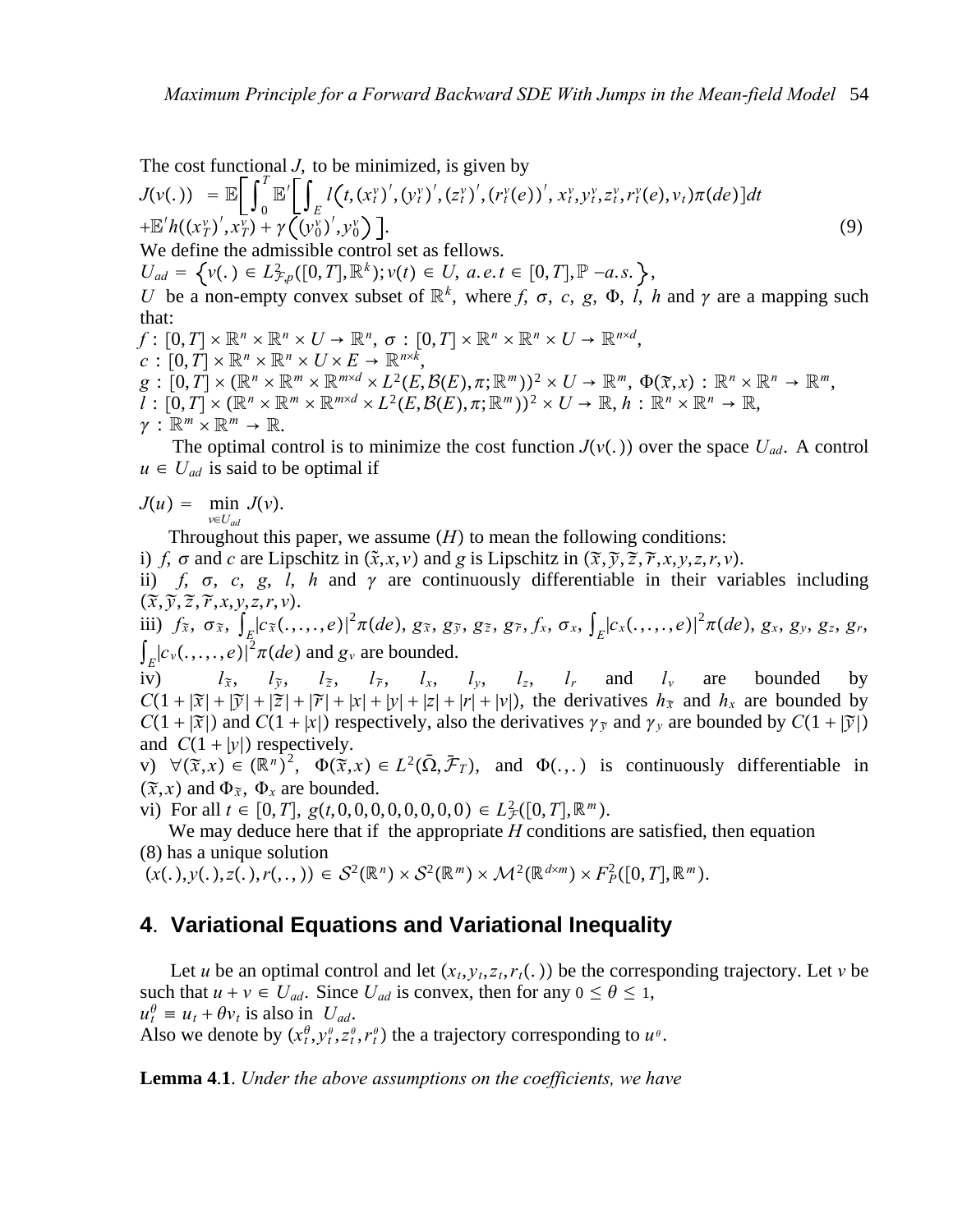The cost functional $J$, to be minimized, is given by

$$J(v(.)) = \mathbb{E}\Big[\int_0^T \mathbb{E}'\Big[\int_E l\big(t,(x_t^v)',(y_t^v)',(z_t^v)',(r_t^v(e))',x_t^v,y_t^v,z_t^v,r_t^v(e),v_t)\pi(de)\big]dt$$
$$+\mathbb{E}'h((x_T^v)',x_T^v) + \gamma\big((y_0^v)',y_0^v\big)\Big]. \tag{9}$$

We define the admissible control set as fellows.

$U_{ad} = \left\{v(.) \in L^2_{\mathcal{F},p}([0,T],\mathbb{R}^k); v(t) \in U,\ a.e.\ t \in [0,T], \mathbb{P}-a.s.\right\}$,

$U$ be a non-empty convex subset of $\mathbb{R}^k$, where $f$, $\sigma$, $c$, $g$, $\Phi$, $l$, $h$ and $\gamma$ are a mapping such that:

$f : [0,T] \times \mathbb{R}^n \times \mathbb{R}^n \times U \to \mathbb{R}^n$, $\sigma : [0,T] \times \mathbb{R}^n \times \mathbb{R}^n \times U \to \mathbb{R}^{n\times d}$,

$c : [0,T] \times \mathbb{R}^n \times \mathbb{R}^n \times U \times E \to \mathbb{R}^{n\times k}$,

$g : [0,T] \times (\mathbb{R}^n \times \mathbb{R}^m \times \mathbb{R}^{m\times d} \times L^2(E,\mathcal{B}(E),\pi;\mathbb{R}^m))^2 \times U \to \mathbb{R}^m$, $\Phi(\widetilde{x},x) : \mathbb{R}^n \times \mathbb{R}^n \to \mathbb{R}^m$,

$l : [0,T] \times (\mathbb{R}^n \times \mathbb{R}^m \times \mathbb{R}^{m\times d} \times L^2(E,\mathcal{B}(E),\pi;\mathbb{R}^m))^2 \times U \to \mathbb{R}$, $h : \mathbb{R}^n \times \mathbb{R}^n \to \mathbb{R}$,

$\gamma : \mathbb{R}^m \times \mathbb{R}^m \to \mathbb{R}$.

The optimal control is to minimize the cost function $J(v(.))$ over the space $U_{ad}$. A control $u \in U_{ad}$ is said to be optimal if

$$J(u) = \min_{v\in U_{ad}} J(v).$$

Throughout this paper, we assume $(H)$ to mean the following conditions:

i) $f$, $\sigma$ and $c$ are Lipschitz in $(\tilde{x},x,v)$ and $g$ is Lipschitz in $(\widetilde{x},\widetilde{y},\widetilde{z},\widetilde{r},x,y,z,r,v)$.

ii) $f$, $\sigma$, $c$, $g$, $l$, $h$ and $\gamma$ are continuously differentiable in their variables including $(\widetilde{x},\widetilde{y},\widetilde{z},\widetilde{r},x,y,z,r,v)$.

iii) $f_{\widetilde{x}}$, $\sigma_{\widetilde{x}}$, $\int_E |c_{\widetilde{x}}(.,.,.,.,e)|^2\pi(de)$, $g_{\widetilde{x}}$, $g_{\widetilde{y}}$, $g_{\widetilde{z}}$, $g_{\widetilde{r}}$, $f_x$, $\sigma_x$, $\int_E |c_x(.,.,.,.,e)|^2\pi(de)$, $g_x$, $g_y$, $g_z$, $g_r$, $\int_E |c_v(.,.,.,.,e)|^2\pi(de)$ and $g_v$ are bounded.

iv) $l_{\widetilde{x}}$, $l_{\widetilde{y}}$, $l_{\widetilde{z}}$, $l_{\widetilde{r}}$, $l_x$, $l_y$, $l_z$, $l_r$ and $l_v$ are bounded by $C(1+|\widetilde{x}|+|\widetilde{y}|+|\widetilde{z}|+|\widetilde{r}|+|x|+|y|+|z|+|r|+|v|)$, the derivatives $h_{\widetilde{x}}$ and $h_x$ are bounded by $C(1+|\widetilde{x}|)$ and $C(1+|x|)$ respectively, also the derivatives $\gamma_{\widetilde{y}}$ and $\gamma_y$ are bounded by $C(1+|\widetilde{y}|)$ and $C(1+|y|)$ respectively.

v) $\forall(\widetilde{x},x) \in (\mathbb{R}^n)^2$, $\Phi(\widetilde{x},x) \in L^2(\bar{\Omega},\bar{\mathcal{F}}_T)$, and $\Phi(.,.)$ is continuously differentiable in $(\widetilde{x},x)$ and $\Phi_{\widetilde{x}}$, $\Phi_x$ are bounded.

vi) For all $t \in [0,T]$, $g(t,0,0,0,0,0,0,0,0,0) \in L^2_{\mathcal{F}}([0,T],\mathbb{R}^m)$.

We may deduce here that if the appropriate $H$ conditions are satisfied, then equation (8) has a unique solution

$(x(.),y(.),z(.),r(.,.)) \in \mathcal{S}^2(\mathbb{R}^n) \times \mathcal{S}^2(\mathbb{R}^m) \times \mathcal{M}^2(\mathbb{R}^{d\times m}) \times F^2_P([0,T],\mathbb{R}^m)$.

## 4. Variational Equations and Variational Inequality

Let $u$ be an optimal control and let $(x_t,y_t,z_t,r_t(.))$ be the corresponding trajectory. Let $v$ be such that $u+v \in U_{ad}$. Since $U_{ad}$ is convex, then for any $0 \leq \theta \leq 1$,

$u_t^\theta \equiv u_t + \theta v_t$ is also in $U_{ad}$.

Also we denote by $(x_t^\theta,y_t^\theta,z_t^\theta,r_t^\theta)$ the a trajectory corresponding to $u^\theta$.

**Lemma 4.1**. *Under the above assumptions on the coefficients, we have*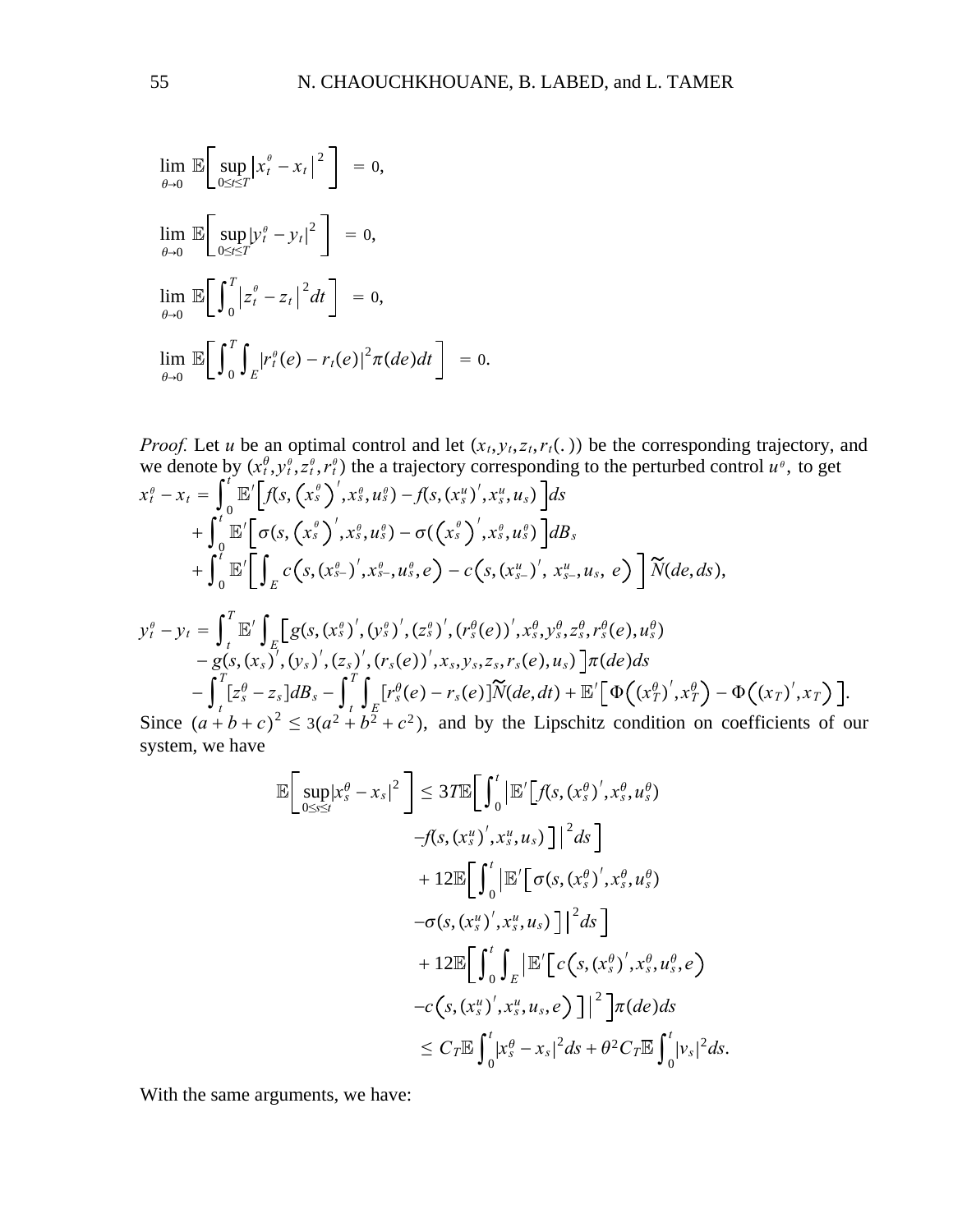$$\lim_{\theta\to 0} \mathbb{E}\left[\sup_{0\le t\le T}\left|x_t^\theta - x_t\right|^2\right] = 0,$$

$$\lim_{\theta\to 0} \mathbb{E}\left[\sup_{0\le t\le T}\left|y_t^\theta - y_t\right|^2\right] = 0,$$

$$\lim_{\theta\to 0} \mathbb{E}\left[\int_0^T\left|z_t^\theta - z_t\right|^2 dt\right] = 0,$$

$$\lim_{\theta\to 0} \mathbb{E}\left[\int_0^T\int_E\left|r_t^\theta(e) - r_t(e)\right|^2\pi(de)dt\right] = 0.$$

*Proof.* Let $u$ be an optimal control and let $(x_t, y_t, z_t, r_t(.))$ be the corresponding trajectory, and we denote by $(x_t^\theta, y_t^\theta, z_t^\theta, r_t^\theta)$ the a trajectory corresponding to the perturbed control $u^\theta$, to get

$$\begin{aligned}
x_t^\theta - x_t &= \int_0^t \mathbb{E}'\left[f(s,\left(x_s^\theta\right)', x_s^\theta, u_s^\theta) - f(s,(x_s^u)', x_s^u, u_s)\right]ds \\
&+ \int_0^t \mathbb{E}'\left[\sigma(s,\left(x_s^\theta\right)', x_s^\theta, u_s^\theta) - \sigma(\left(x_s^\theta\right)', x_s^\theta, u_s^\theta)\right]dB_s \\
&+ \int_0^t \mathbb{E}'\left[\int_E c\left(s,(x_{s-}^\theta)', x_{s-}^\theta, u_s^\theta, e\right) - c\left(s,(x_{s-}^u)',\ x_{s-}^u, u_s,\ e\right)\right]\widetilde{N}(de,ds),
\end{aligned}$$

$$\begin{aligned}
y_t^\theta - y_t &= \int_t^T \mathbb{E}'\int_E\Big[g(s,(x_s^\theta)',(y_s^\theta)',(z_s^\theta)',(r_s^\theta(e))', x_s^\theta, y_s^\theta, z_s^\theta, r_s^\theta(e), u_s^\theta) \\
&\quad - g(s,(x_s)',(y_s)',(z_s)',(r_s(e))', x_s, y_s, z_s, r_s(e), u_s)\Big]\pi(de)ds \\
&- \int_t^T[z_s^\theta - z_s]dB_s - \int_t^T\int_E[r_s^\theta(e) - r_s(e)]\widetilde{N}(de,dt) + \mathbb{E}'\left[\Phi\left((x_T^\theta)', x_T^\theta\right) - \Phi\left((x_T)', x_T\right)\right].
\end{aligned}$$

Since $(a+b+c)^2 \le 3(a^2+b^2+c^2)$, and by the Lipschitz condition on coefficients of our system, we have

$$\begin{aligned}
\mathbb{E}\left[\sup_{0\le s\le t}|x_s^\theta - x_s|^2\right] &\le 3T\mathbb{E}\Big[\int_0^t\Big|\mathbb{E}'\Big[f(s,(x_s^\theta)', x_s^\theta, u_s^\theta) \\
&\quad - f(s,(x_s^u)', x_s^u, u_s)\Big]\Big|^2 ds\Big] \\
&\quad + 12\mathbb{E}\Big[\int_0^t\Big|\mathbb{E}'\Big[\sigma(s,(x_s^\theta)', x_s^\theta, u_s^\theta) \\
&\quad - \sigma(s,(x_s^u)', x_s^u, u_s)\Big]\Big|^2 ds\Big] \\
&\quad + 12\mathbb{E}\Big[\int_0^t\int_E\Big|\mathbb{E}'\Big[c\left(s,(x_s^\theta)', x_s^\theta, u_s^\theta, e\right) \\
&\quad - c\left(s,(x_s^u)', x_s^u, u_s, e\right)\Big]\Big|^2\Big]\pi(de)ds \\
&\le C_T\mathbb{E}\int_0^t|x_s^\theta - x_s|^2 ds + \theta^2 C_T\mathbb{E}\int_0^t|v_s|^2 ds.
\end{aligned}$$

With the same arguments, we have: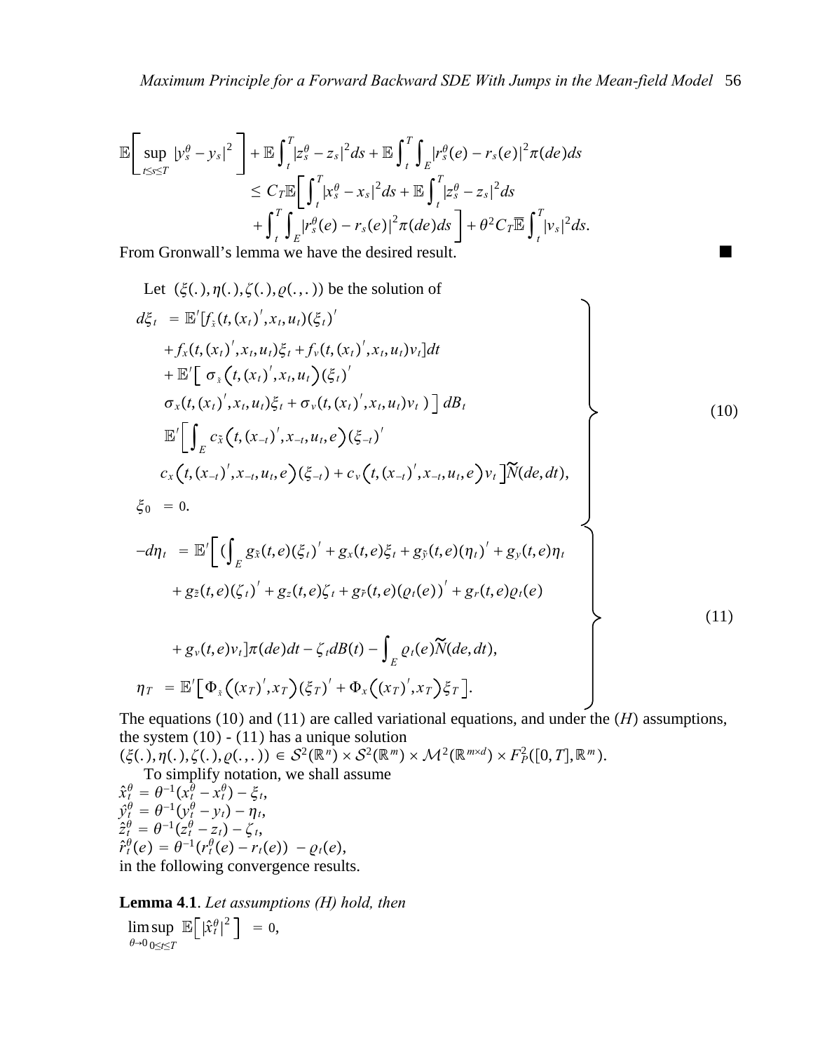$$
\begin{aligned}
\mathbb{E}\left[\sup_{t\le s\le T}|y_s^\theta - y_s|^2\right] &+ \mathbb{E}\int_t^T |z_s^\theta - z_s|^2 ds + \mathbb{E}\int_t^T\int_E |r_s^\theta(e) - r_s(e)|^2\pi(de)ds \\
&\le C_T\mathbb{E}\left[\int_t^T |x_s^\theta - x_s|^2 ds + \mathbb{E}\int_t^T |z_s^\theta - z_s|^2 ds \right.\\
&\left. + \int_t^T\int_E |r_s^\theta(e) - r_s(e)|^2\pi(de)ds\right] + \theta^2 C_T\overline{\mathbb{E}}\int_t^T |v_s|^2 ds.
\end{aligned}
$$

From Gronwall's lemma we have the desired result. ■

Let $(\xi(.), \eta(.), \zeta(.), \varrho(.,.))$ be the solution of

$$
\left.
\begin{aligned}
d\xi_t &= \mathbb{E}'[f_{\tilde{x}}(t,(x_t)',x_t,u_t)(\xi_t)' \\
&\quad + f_x(t,(x_t)',x_t,u_t)\xi_t + f_v(t,(x_t)',x_t,u_t)v_t]dt \\
&\quad + \mathbb{E}'\Big[\ \sigma_{\tilde{x}}\big(t,(x_t)',x_t,u_t\big)(\xi_t)' \\
&\quad \sigma_x(t,(x_t)',x_t,u_t)\xi_t + \sigma_v(t,(x_t)',x_t,u_t)v_t\ )\ \Big]\, dB_t \\
&\quad \mathbb{E}'\Big[\int_E c_{\tilde{x}}\big(t,(x_{-t})',x_{-t},u_t,e\big)(\xi_{-t})' \\
&\quad c_x\big(t,(x_{-t})',x_{-t},u_t,e\big)(\xi_{-t}) + c_v\big(t,(x_{-t})',x_{-t},u_t,e\big)v_t\Big]\widetilde{N}(de,dt), \\
\xi_0 &= 0.
\end{aligned}
\right\} \quad (10)
$$

$$
\left.
\begin{aligned}
-d\eta_t &= \mathbb{E}'\Big[(\int_E g_{\tilde{x}}(t,e)(\xi_t)' + g_x(t,e)\xi_t + g_{\tilde{y}}(t,e)(\eta_t)' + g_y(t,e)\eta_t \\
&\quad + g_{\tilde{z}}(t,e)(\zeta_t)' + g_z(t,e)\zeta_t + g_{\tilde{r}}(t,e)(\varrho_t(e))' + g_r(t,e)\varrho_t(e) \\
&\quad + g_v(t,e)v_t]\pi(de)dt - \zeta_t dB(t) - \int_E \varrho_t(e)\widetilde{N}(de,dt), \\
\eta_T &= \mathbb{E}'\big[\Phi_{\tilde{x}}\big((x_T)',x_T\big)(\xi_T)' + \Phi_x\big((x_T)',x_T\big)\xi_T\big].
\end{aligned}
\right\} \quad (11)
$$

The equations (10) and (11) are called variational equations, and under the $(H)$ assumptions, the system (10) - (11) has a unique solution
$(\xi(.), \eta(.), \zeta(.), \varrho(.,.)) \in \mathcal{S}^2(\mathbb{R}^n) \times \mathcal{S}^2(\mathbb{R}^m) \times \mathcal{M}^2(\mathbb{R}^{m\times d}) \times F_P^2([0,T],\mathbb{R}^m)$.

To simplify notation, we shall assume
$\hat{x}_t^\theta = \theta^{-1}(x_t^\theta - x_t^\theta) - \xi_t$,
$\hat{y}_t^\theta = \theta^{-1}(y_t^\theta - y_t) - \eta_t$,
$\hat{z}_t^\theta = \theta^{-1}(z_t^\theta - z_t) - \zeta_t$,
$\hat{r}_t^\theta(e) = \theta^{-1}(r_t^\theta(e) - r_t(e))\ - \varrho_t(e)$,
in the following convergence results.

**Lemma 4.1**. *Let assumptions (H) hold, then*

$$
\limsup_{\theta\to 0}\sup_{0\le t\le T}\mathbb{E}\Big[|\hat{x}_t^\theta|^2\Big] = 0,
$$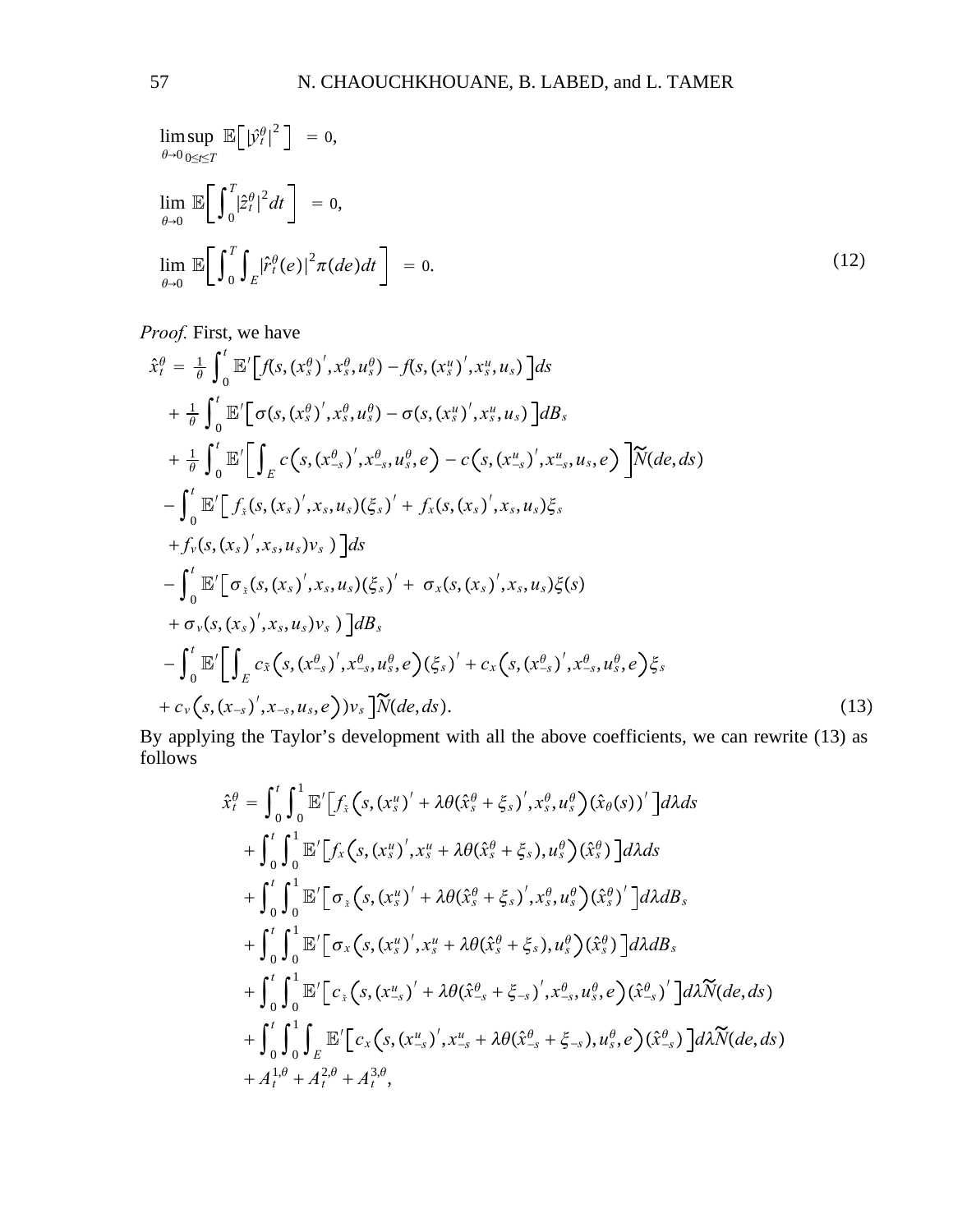$$
\begin{aligned}
&\limsup_{\theta\to 0}\sup_{0\le t\le T}\mathbb{E}\Big[|\hat{y}_t^\theta|^2\Big] \;=\; 0,\\
&\lim_{\theta\to 0}\mathbb{E}\Big[\int_0^T|\hat{z}_t^\theta|^2dt\Big] \;=\; 0,\\
&\lim_{\theta\to 0}\mathbb{E}\Big[\int_0^T\int_E|\hat{r}_t^\theta(e)|^2\pi(de)dt\Big] \;=\; 0.
\end{aligned}
\tag{12}
$$

*Proof.* First, we have

$$
\begin{aligned}
\hat{x}_t^\theta \;=\;& \tfrac{1}{\theta}\int_0^t\mathbb{E}'\Big[f(s,(x_s^\theta)',x_s^\theta,u_s^\theta)-f(s,(x_s^u)',x_s^u,u_s)\Big]ds\\
&+\tfrac{1}{\theta}\int_0^t\mathbb{E}'\Big[\sigma(s,(x_s^\theta)',x_s^\theta,u_s^\theta)-\sigma(s,(x_s^u)',x_s^u,u_s)\Big]dB_s\\
&+\tfrac{1}{\theta}\int_0^t\mathbb{E}'\Big[\int_E c\Big(s,(x_{-s}^\theta)',x_{-s}^\theta,u_s^\theta,e\Big)-c\Big(s,(x_{-s}^u)',x_{-s}^u,u_s,e\Big)\Big]\widetilde{N}(de,ds)\\
&-\int_0^t\mathbb{E}'\Big[f_{\tilde{x}}(s,(x_s)',x_s,u_s)(\xi_s)'+f_x(s,(x_s)',x_s,u_s)\xi_s\\
&+f_v(s,(x_s)',x_s,u_s)v_s\ )\Big]ds\\
&-\int_0^t\mathbb{E}'\Big[\sigma_{\tilde{x}}(s,(x_s)',x_s,u_s)(\xi_s)'+\ \sigma_x(s,(x_s)',x_s,u_s)\xi(s)\\
&+\sigma_v(s,(x_s)',x_s,u_s)v_s\ )\Big]dB_s\\
&-\int_0^t\mathbb{E}'\Big[\int_E c_{\tilde{x}}\Big(s,(x_{-s}^\theta)',x_{-s}^\theta,u_s^\theta,e\Big)(\xi_s)'+c_x\Big(s,(x_{-s}^\theta)',x_{-s}^\theta,u_s^\theta,e\Big)\xi_s\\
&+c_v\Big(s,(x_{-s})',x_{-s},u_s,e\Big))v_s\Big]\widetilde{N}(de,ds).
\end{aligned}
\tag{13}
$$

By applying the Taylor's development with all the above coefficients, we can rewrite (13) as follows

$$
\begin{aligned}
\hat{x}_t^\theta \;=\;& \int_0^t\int_0^1\mathbb{E}'\Big[f_{\tilde{x}}\Big(s,(x_s^u)'+\lambda\theta(\hat{x}_s^\theta+\xi_s)',x_s^\theta,u_s^\theta\Big)(\hat{x}_\theta(s))'\Big]d\lambda ds\\
&+\int_0^t\int_0^1\mathbb{E}'\Big[f_x\Big(s,(x_s^u)',x_s^u+\lambda\theta(\hat{x}_s^\theta+\xi_s),u_s^\theta\Big)(\hat{x}_s^\theta)\Big]d\lambda ds\\
&+\int_0^t\int_0^1\mathbb{E}'\Big[\sigma_{\tilde{x}}\Big(s,(x_s^u)'+\lambda\theta(\hat{x}_s^\theta+\xi_s)',x_s^\theta,u_s^\theta\Big)(\hat{x}_s^\theta)'\Big]d\lambda dB_s\\
&+\int_0^t\int_0^1\mathbb{E}'\Big[\sigma_x\Big(s,(x_s^u)',x_s^u+\lambda\theta(\hat{x}_s^\theta+\xi_s),u_s^\theta\Big)(\hat{x}_s^\theta)\Big]d\lambda dB_s\\
&+\int_0^t\int_0^1\mathbb{E}'\Big[c_{\tilde{x}}\Big(s,(x_{-s}^u)'+\lambda\theta(\hat{x}_{-s}^\theta+\xi_{-s})',x_{-s}^\theta,u_s^\theta,e\Big)(\hat{x}_{-s}^\theta)'\Big]d\lambda\widetilde{N}(de,ds)\\
&+\int_0^t\int_0^1\int_E\mathbb{E}'\Big[c_x\Big(s,(x_{-s}^u)',x_{-s}^u+\lambda\theta(\hat{x}_{-s}^\theta+\xi_{-s}),u_s^\theta,e\Big)(\hat{x}_{-s}^\theta)\Big]d\lambda\widetilde{N}(de,ds)\\
&+A_t^{1,\theta}+A_t^{2,\theta}+A_t^{3,\theta},
\end{aligned}
$$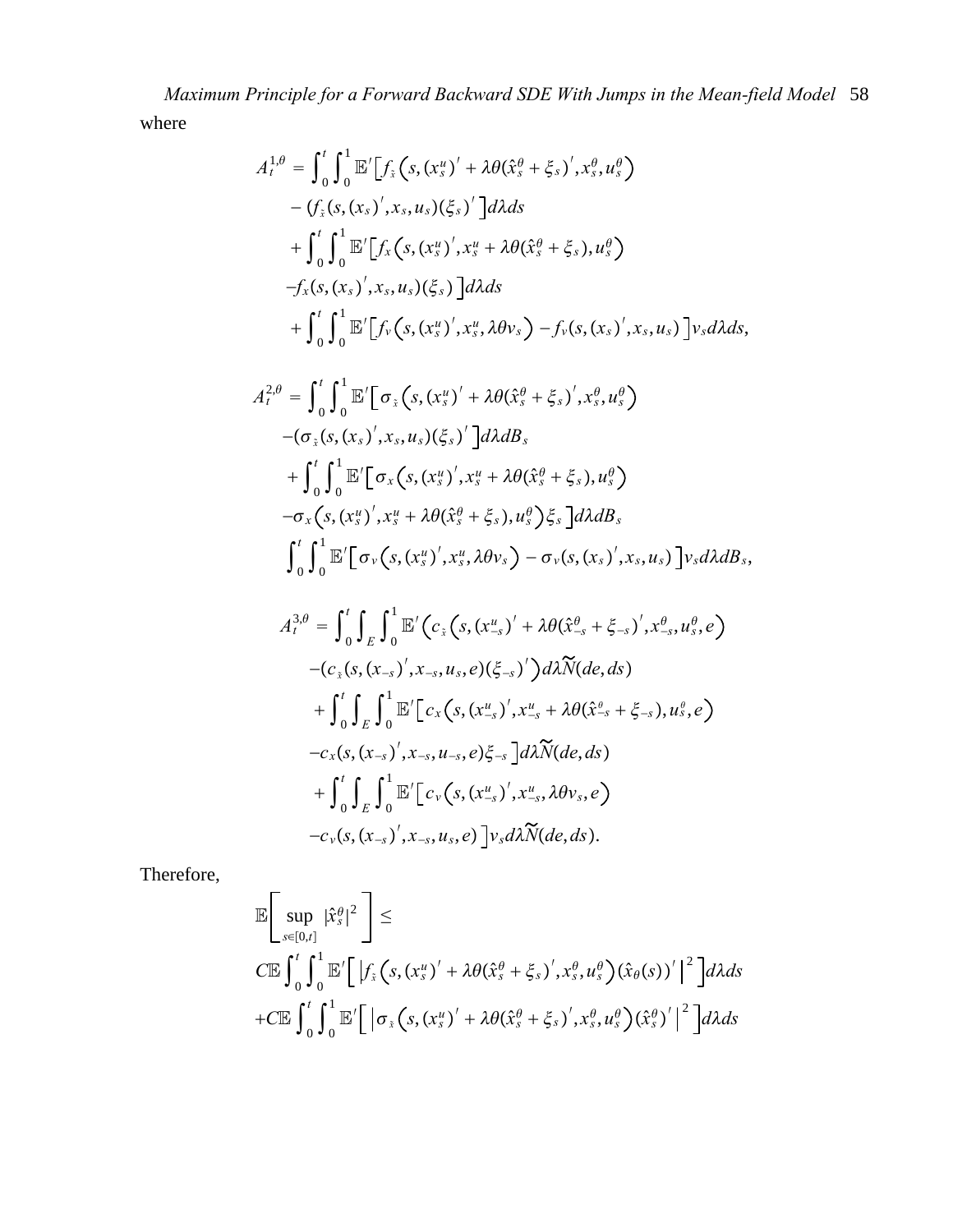where

$$
\begin{aligned}
A_t^{1,\theta} &= \int_0^t \int_0^1 \mathbb{E}' \Big[ f_{\tilde{x}} \Big( s, (x_s^u)' + \lambda\theta(\hat{x}_s^\theta + \xi_s)', x_s^\theta, u_s^\theta \Big) \\
&\quad - (f_{\tilde{x}}(s, (x_s)', x_s, u_s)(\xi_s)' \Big] d\lambda ds \\
&\quad + \int_0^t \int_0^1 \mathbb{E}' \Big[ f_x \Big( s, (x_s^u)', x_s^u + \lambda\theta(\hat{x}_s^\theta + \xi_s), u_s^\theta \Big) \\
&\quad - f_x(s, (x_s)', x_s, u_s)(\xi_s) \Big] d\lambda ds \\
&\quad + \int_0^t \int_0^1 \mathbb{E}' \Big[ f_v \Big( s, (x_s^u)', x_s^u, \lambda\theta v_s \Big) - f_v(s, (x_s)', x_s, u_s) \Big] v_s d\lambda ds,
\end{aligned}
$$

$$
\begin{aligned}
A_t^{2,\theta} &= \int_0^t \int_0^1 \mathbb{E}' \Big[ \sigma_{\tilde{x}} \Big( s, (x_s^u)' + \lambda\theta(\hat{x}_s^\theta + \xi_s)', x_s^\theta, u_s^\theta \Big) \\
&\quad - (\sigma_{\tilde{x}}(s, (x_s)', x_s, u_s)(\xi_s)' \Big] d\lambda dB_s \\
&\quad + \int_0^t \int_0^1 \mathbb{E}' \Big[ \sigma_x \Big( s, (x_s^u)', x_s^u + \lambda\theta(\hat{x}_s^\theta + \xi_s), u_s^\theta \Big) \\
&\quad - \sigma_x \Big( s, (x_s^u)', x_s^u + \lambda\theta(\hat{x}_s^\theta + \xi_s), u_s^\theta \Big) \xi_s \Big] d\lambda dB_s \\
&\quad \int_0^t \int_0^1 \mathbb{E}' \Big[ \sigma_v \Big( s, (x_s^u)', x_s^u, \lambda\theta v_s \Big) - \sigma_v(s, (x_s)', x_s, u_s) \Big] v_s d\lambda dB_s,
\end{aligned}
$$

$$
\begin{aligned}
A_t^{3,\theta} &= \int_0^t \int_E \int_0^1 \mathbb{E}' \Big( c_{\tilde{x}} \Big( s, (x_{-s}^u)' + \lambda\theta(\hat{x}_{-s}^\theta + \xi_{-s})', x_{-s}^\theta, u_s^\theta, e \Big) \\
&\quad - (c_{\tilde{x}}(s, (x_{-s})', x_{-s}, u_s, e)(\xi_{-s})' \Big) d\lambda \widetilde{N}(de, ds) \\
&\quad + \int_0^t \int_E \int_0^1 \mathbb{E}' \Big[ c_x \Big( s, (x_{-s}^u)', x_{-s}^u + \lambda\theta(\hat{x}_{-s}^\theta + \xi_{-s}), u_s^\theta, e \Big) \\
&\quad - c_x(s, (x_{-s})', x_{-s}, u_{-s}, e)\xi_{-s} \Big] d\lambda \widetilde{N}(de, ds) \\
&\quad + \int_0^t \int_E \int_0^1 \mathbb{E}' \Big[ c_v \Big( s, (x_{-s}^u)', x_{-s}^u, \lambda\theta v_s, e \Big) \\
&\quad - c_v(s, (x_{-s})', x_{-s}, u_s, e) \Big] v_s d\lambda \widetilde{N}(de, ds).
\end{aligned}
$$

Therefore,

$$
\begin{aligned}
&\mathbb{E}\left[ \sup_{s\in[0,t]} |\hat{x}_s^\theta|^2 \right] \leq \\
&C\mathbb{E} \int_0^t \int_0^1 \mathbb{E}' \Big[ \Big| f_{\tilde{x}} \Big( s, (x_s^u)' + \lambda\theta(\hat{x}_s^\theta + \xi_s)', x_s^\theta, u_s^\theta \Big) (\hat{x}_\theta(s))' \Big|^2 \Big] d\lambda ds \\
&+ C\mathbb{E} \int_0^t \int_0^1 \mathbb{E}' \Big[ \Big| \sigma_{\tilde{x}} \Big( s, (x_s^u)' + \lambda\theta(\hat{x}_s^\theta + \xi_s)', x_s^\theta, u_s^\theta \Big) (\hat{x}_s^\theta)' \Big|^2 \Big] d\lambda ds
\end{aligned}
$$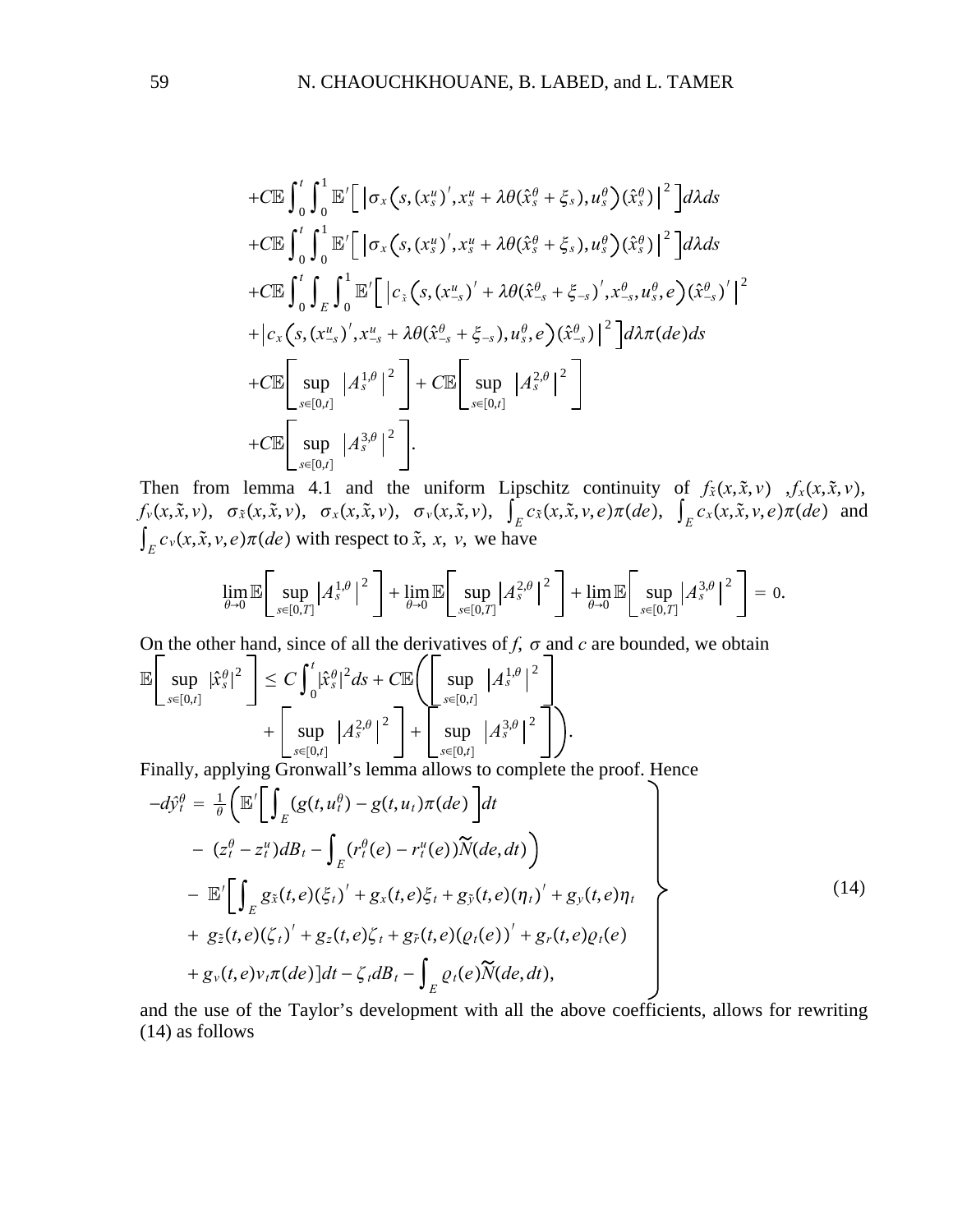$$
\begin{aligned}
&+C\mathbb{E}\int_0^t\int_0^1 \mathbb{E}'\Big[\,\Big|\sigma_x\Big(s,(x_s^u)',x_s^u+\lambda\theta(\hat{x}_s^\theta+\xi_s),u_s^\theta\Big)(\hat{x}_s^\theta)\Big|^2\,\Big]d\lambda ds\\
&+C\mathbb{E}\int_0^t\int_0^1 \mathbb{E}'\Big[\,\Big|\sigma_x\Big(s,(x_s^u)',x_s^u+\lambda\theta(\hat{x}_s^\theta+\xi_s),u_s^\theta\Big)(\hat{x}_s^\theta)\Big|^2\,\Big]d\lambda ds\\
&+C\mathbb{E}\int_0^t\int_E\int_0^1 \mathbb{E}'\Big[\,\Big|c_{\tilde{x}}\Big(s,(x_{-s}^u)'+\lambda\theta(\hat{x}_{-s}^\theta+\xi_{-s})',x_{-s}^\theta,u_s^\theta,e\Big)(\hat{x}_{-s}^\theta)'\Big|^2\\
&+\Big|c_x\Big(s,(x_{-s}^u)',x_{-s}^u+\lambda\theta(\hat{x}_{-s}^\theta+\xi_{-s}),u_s^\theta,e\Big)(\hat{x}_{-s}^\theta)\Big|^2\,\Big]d\lambda\pi(de)ds\\
&+C\mathbb{E}\left[\sup_{s\in[0,t]}\left|A_s^{1,\theta}\right|^2\right]+C\mathbb{E}\left[\sup_{s\in[0,t]}\left|A_s^{2,\theta}\right|^2\right]\\
&+C\mathbb{E}\left[\sup_{s\in[0,t]}\left|A_s^{3,\theta}\right|^2\right].
\end{aligned}
$$

Then from lemma 4.1 and the uniform Lipschitz continuity of $f_{\tilde{x}}(x,\tilde{x},v)$ ,$f_x(x,\tilde{x},v)$, $f_v(x,\tilde{x},v)$, $\sigma_{\tilde{x}}(x,\tilde{x},v)$, $\sigma_x(x,\tilde{x},v)$, $\sigma_v(x,\tilde{x},v)$, $\int_E c_{\tilde{x}}(x,\tilde{x},v,e)\pi(de)$, $\int_E c_x(x,\tilde{x},v,e)\pi(de)$ and $\int_E c_v(x,\tilde{x},v,e)\pi(de)$ with respect to $\tilde{x}$, $x$, $v$, we have

$$
\lim_{\theta\to 0}\mathbb{E}\left[\sup_{s\in[0,T]}\left|A_s^{1,\theta}\right|^2\right]+\lim_{\theta\to 0}\mathbb{E}\left[\sup_{s\in[0,T]}\left|A_s^{2,\theta}\right|^2\right]+\lim_{\theta\to 0}\mathbb{E}\left[\sup_{s\in[0,T]}\left|A_s^{3,\theta}\right|^2\right]=0.
$$

On the other hand, since of all the derivatives of $f$, $\sigma$ and $c$ are bounded, we obtain

$$
\begin{aligned}
\mathbb{E}\left[\sup_{s\in[0,t]}|\hat{x}_s^\theta|^2\right]\leq C\int_0^t|\hat{x}_s^\theta|^2ds+C\mathbb{E}\Bigg(&\left[\sup_{s\in[0,t]}\left|A_s^{1,\theta}\right|^2\right]\\
&+\left[\sup_{s\in[0,t]}\left|A_s^{2,\theta}\right|^2\right]+\left[\sup_{s\in[0,t]}\left|A_s^{3,\theta}\right|^2\right]\Bigg).
\end{aligned}
$$

Finally, applying Gronwall's lemma allows to complete the proof. Hence

$$
\left.
\begin{aligned}
-d\hat{y}_t^\theta\;=\;&\tfrac{1}{\theta}\Big(\mathbb{E}'\Big[\int_E(g(t,u_t^\theta)-g(t,u_t)\pi(de)\,\Big]dt\\
&-\;(z_t^\theta-z_t^u)dB_t-\int_E(r_t^\theta(e)-r_t^u(e))\widetilde{N}(de,dt)\Big)\\
&-\;\mathbb{E}'\Big[\int_E g_{\tilde{x}}(t,e)(\xi_t)'+g_x(t,e)\xi_t+g_{\tilde{y}}(t,e)(\eta_t)'+g_y(t,e)\eta_t\\
&+\;g_{\tilde{z}}(t,e)(\zeta_t)'+g_z(t,e)\zeta_t+g_{\tilde{r}}(t,e)(\varrho_t(e))'+g_r(t,e)\varrho_t(e)\\
&+g_v(t,e)v_t\pi(de)]dt-\zeta_t dB_t-\int_E\varrho_t(e)\widetilde{N}(de,dt),
\end{aligned}
\right\}\qquad(14)
$$

and the use of the Taylor's development with all the above coefficients, allows for rewriting (14) as follows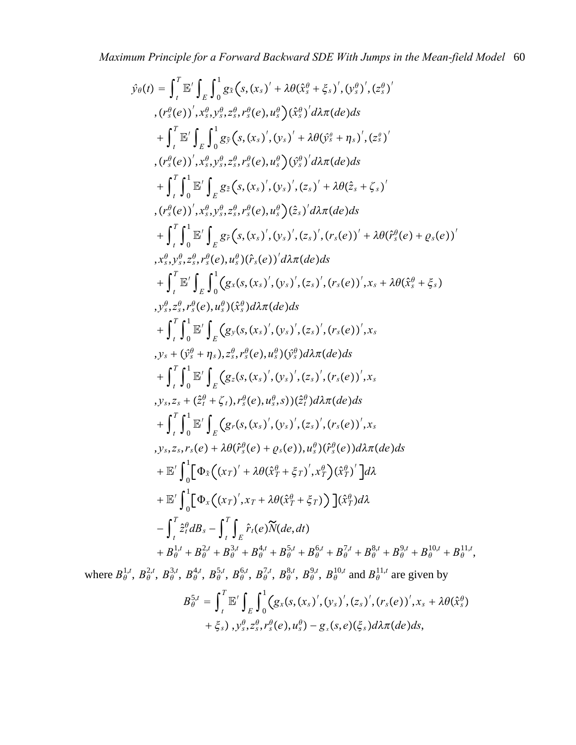$$
\begin{aligned}
\hat{y}_\theta(t) &= \int_t^T \mathbb{E}' \int_E \int_0^1 g_{\tilde{x}}\Big(s, (x_s)' + \lambda\theta(\hat{x}_s^\theta + \xi_s)', (y_s^\theta)', (z_s^\theta)' \\
&\quad , (r_s^\theta(e))', x_s^\theta, y_s^\theta, z_s^\theta, r_s^\theta(e), u_s^\theta\Big)(\hat{x}_s^\theta)' d\lambda\pi(de)ds \\
&\quad + \int_t^T \mathbb{E}' \int_E \int_0^1 g_{\tilde{y}}\Big(s, (x_s)', (y_s)' + \lambda\theta(\hat{y}_s^\theta + \eta_s)', (z_s^\theta)' \\
&\quad , (r_s^\theta(e))', x_s^\theta, y_s^\theta, z_s^\theta, r_s^\theta(e), u_s^\theta\Big)(\hat{y}_s^\theta)' d\lambda\pi(de)ds \\
&\quad + \int_t^T \int_0^1 \mathbb{E}' \int_E g_{\tilde{z}}\Big(s, (x_s)', (y_s)', (z_s)' + \lambda\theta(\hat{z}_s + \zeta_s)' \\
&\quad , (r_s^\theta(e))', x_s^\theta, y_s^\theta, z_s^\theta, r_s^\theta(e), u_s^\theta\Big)(\hat{z}_s)' d\lambda\pi(de)ds \\
&\quad + \int_t^T \int_0^1 \mathbb{E}' \int_E g_{\tilde{r}}\Big(s, (x_s)', (y_s)', (z_s)', (r_s(e))' + \lambda\theta(\hat{r}_s^\theta(e) + \varrho_s(e))' \\
&\quad , x_s^\theta, y_s^\theta, z_s^\theta, r_s^\theta(e), u_s^\theta)(\hat{r}_s(e))' d\lambda\pi(de)ds \\
&\quad + \int_t^T \mathbb{E}' \int_E \int_0^1 \Big(g_x(s, (x_s)', (y_s)', (z_s)', (r_s(e))', x_s + \lambda\theta(\hat{x}_s^\theta + \xi_s) \\
&\quad , y_s^\theta, z_s^\theta, r_s^\theta(e), u_s^\theta)(\hat{x}_s^\theta) d\lambda\pi(de)ds \\
&\quad + \int_t^T \int_0^1 \mathbb{E}' \int_E \Big(g_y(s, (x_s)', (y_s)', (z_s)', (r_s(e))', x_s \\
&\quad , y_s + (\hat{y}_s^\theta + \eta_s), z_s^\theta, r_s^\theta(e), u_s^\theta)(\hat{y}_s^\theta) d\lambda\pi(de)ds \\
&\quad + \int_t^T \int_0^1 \mathbb{E}' \int_E \Big(g_z(s, (x_s)', (y_s)', (z_s)', (r_s(e))', x_s \\
&\quad , y_s, z_s + (\hat{z}_t^\theta + \zeta_t), r_s^\theta(e), u_s^\theta, s))(\hat{z}_t^\theta) d\lambda\pi(de)ds \\
&\quad + \int_t^T \int_0^1 \mathbb{E}' \int_E \Big(g_r(s, (x_s)', (y_s)', (z_s)', (r_s(e))', x_s \\
&\quad , y_s, z_s, r_s(e) + \lambda\theta(\hat{r}_s^\theta(e) + \varrho_s(e)), u_s^\theta)(\hat{r}_s^\theta(e)) d\lambda\pi(de)ds \\
&\quad + \mathbb{E}' \int_0^1 \Big[\Phi_{\tilde{x}}\Big((x_T)' + \lambda\theta(\hat{x}_T^\theta + \xi_T)', x_T^\theta\Big)(\hat{x}_T^\theta)'\Big] d\lambda \\
&\quad + \mathbb{E}' \int_0^1 \Big[\Phi_x\Big((x_T)', x_T + \lambda\theta(\hat{x}_T^\theta + \xi_T)\Big)\Big](\hat{x}_T^\theta) d\lambda \\
&\quad - \int_t^T \hat{z}_t^\theta dB_s - \int_t^T \int_E \hat{r}_t(e)\widetilde{N}(de, dt) \\
&\quad + B_\theta^{1,t} + B_\theta^{2,t} + B_\theta^{3,t} + B_\theta^{4,t} + B_\theta^{5,t} + B_\theta^{6,t} + B_\theta^{7,t} + B_\theta^{8,t} + B_\theta^{9,t} + B_\theta^{10,t} + B_\theta^{11,t},
\end{aligned}
$$

where $B_\theta^{1,t}$, $B_\theta^{2,t}$, $B_\theta^{3,t}$, $B_\theta^{4,t}$, $B_\theta^{5,t}$, $B_\theta^{6,t}$, $B_\theta^{7,t}$, $B_\theta^{8,t}$, $B_\theta^{9,t}$, $B_\theta^{10,t}$ and $B_\theta^{11,t}$ are given by

$$
\begin{aligned}
B_\theta^{5,t} &= \int_t^T \mathbb{E}' \int_E \int_0^1 \Big(g_x(s, (x_s)', (y_s)', (z_s)', (r_s(e))', x_s + \lambda\theta(\hat{x}_s^\theta) \\
&\quad + \xi_s)\ , y_s^\theta, z_s^\theta, r_s^\theta(e), u_s^\theta) - g_x(s, e)(\xi_s) d\lambda\pi(de)ds,
\end{aligned}
$$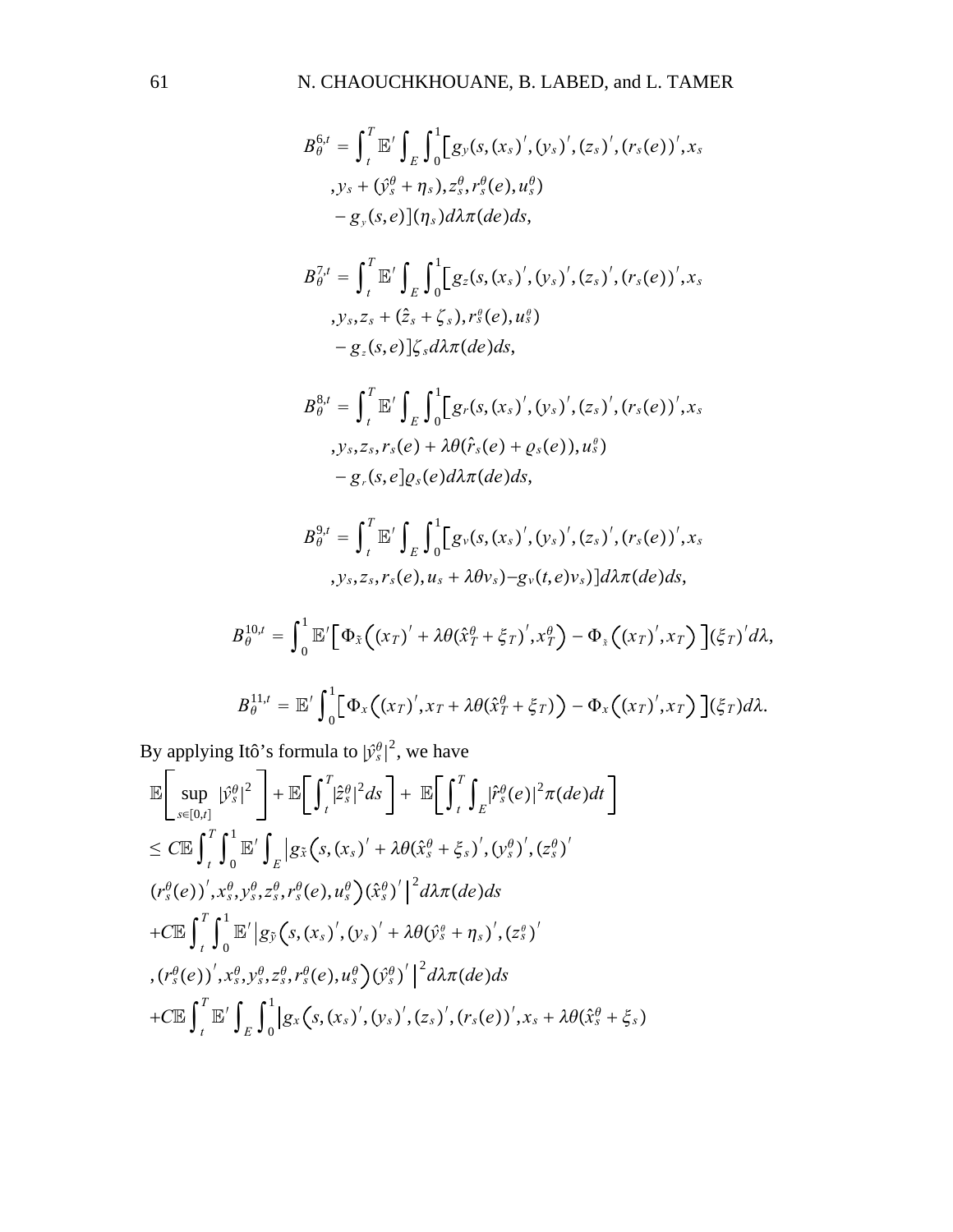$$B_\theta^{6,t} = \int_t^T \mathbb{E}' \int_E \int_0^1 \big[ g_y(s,(x_s)', (y_s)', (z_s)', (r_s(e))', x_s$$
$$, y_s + (\hat{y}_s^\theta + \eta_s), z_s^\theta, r_s^\theta(e), u_s^\theta)$$
$$- g_y(s,e)\big](\eta_s) d\lambda \pi(de) ds,$$

$$B_\theta^{7,t} = \int_t^T \mathbb{E}' \int_E \int_0^1 \big[ g_z(s,(x_s)', (y_s)', (z_s)', (r_s(e))', x_s$$
$$, y_s, z_s + (\hat{z}_s + \zeta_s), r_s^\theta(e), u_s^\theta)$$
$$- g_z(s,e)\big]\zeta_s d\lambda \pi(de) ds,$$

$$B_\theta^{8,t} = \int_t^T \mathbb{E}' \int_E \int_0^1 \big[ g_r(s,(x_s)', (y_s)', (z_s)', (r_s(e))', x_s$$
$$, y_s, z_s, r_s(e) + \lambda\theta(\hat{r}_s(e) + \varrho_s(e)), u_s^\theta)$$
$$- g_r(s,e\big]\varrho_s(e) d\lambda \pi(de) ds,$$

$$B_\theta^{9,t} = \int_t^T \mathbb{E}' \int_E \int_0^1 \big[ g_v(s,(x_s)', (y_s)', (z_s)', (r_s(e))', x_s$$
$$, y_s, z_s, r_s(e), u_s + \lambda\theta v_s) - g_v(t,e) v_s)\big] d\lambda \pi(de) ds,$$

$$B_\theta^{10,t} = \int_0^1 \mathbb{E}' \Big[ \Phi_{\tilde{x}}\Big((x_T)' + \lambda\theta(\hat{x}_T^\theta + \xi_T)', x_T^\theta\Big) - \Phi_{\tilde{x}}\Big((x_T)', x_T\Big) \Big](\xi_T)' d\lambda,$$

$$B_\theta^{11,t} = \mathbb{E}' \int_0^1 \Big[ \Phi_x\Big((x_T)', x_T + \lambda\theta(\hat{x}_T^\theta + \xi_T)\Big) - \Phi_x\Big((x_T)', x_T\Big) \Big](\xi_T) d\lambda.$$

By applying Itô's formula to $|\hat{y}_s^\theta|^2$, we have

$$\mathbb{E}\Bigg[ \sup_{s\in[0,t]} |\hat{y}_s^\theta|^2 \Bigg] + \mathbb{E}\Bigg[ \int_t^T |\hat{z}_s^\theta|^2 ds \Bigg] + \mathbb{E}\Bigg[ \int_t^T \int_E |\hat{r}_s^\theta(e)|^2 \pi(de) dt \Bigg]$$
$$\leq C\mathbb{E} \int_t^T \int_0^1 \mathbb{E}' \int_E \Big| g_{\tilde{x}}\Big(s, (x_s)' + \lambda\theta(\hat{x}_s^\theta + \xi_s)', (y_s^\theta)', (z_s^\theta)'$$
$$(r_s^\theta(e))', x_s^\theta, y_s^\theta, z_s^\theta, r_s^\theta(e), u_s^\theta\Big)(\hat{x}_s^\theta)' \Big|^2 d\lambda \pi(de) ds$$
$$+ C\mathbb{E} \int_t^T \int_0^1 \mathbb{E}' \Big| g_{\tilde{y}}\Big(s, (x_s)', (y_s)' + \lambda\theta(\hat{y}_s^\theta + \eta_s)', (z_s^\theta)'$$
$$, (r_s^\theta(e))', x_s^\theta, y_s^\theta, z_s^\theta, r_s^\theta(e), u_s^\theta\Big)(\hat{y}_s^\theta)' \Big|^2 d\lambda \pi(de) ds$$
$$+ C\mathbb{E} \int_t^T \mathbb{E}' \int_E \int_0^1 \Big| g_x\Big(s, (x_s)', (y_s)', (z_s)', (r_s(e))', x_s + \lambda\theta(\hat{x}_s^\theta + \xi_s)$$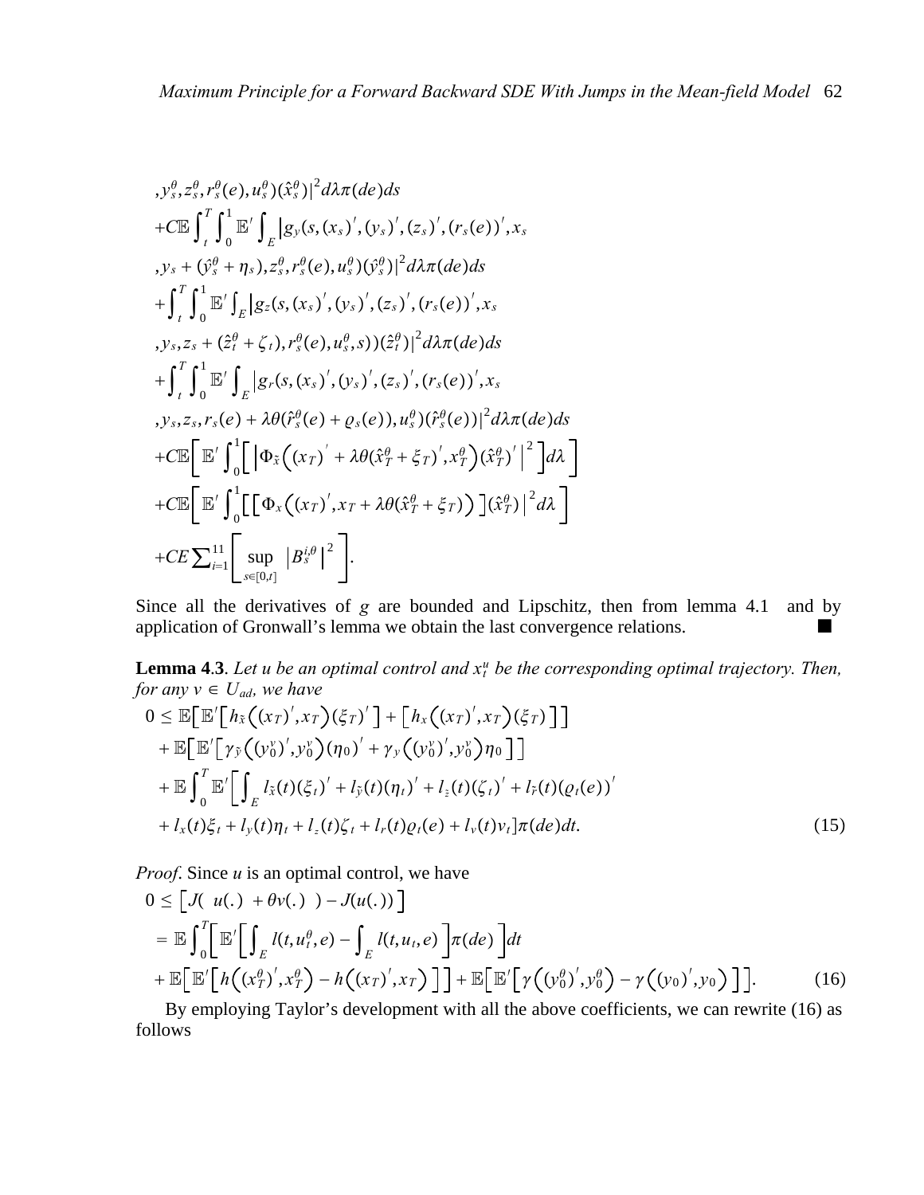$$
\begin{aligned}
&, y_s^\theta, z_s^\theta, r_s^\theta(e), u_s^\theta)(\hat{x}_s^\theta)|^2 d\lambda \pi(de) ds \\
&+ C\mathbb{E}\int_t^T \int_0^1 \mathbb{E}' \int_E \left| g_y(s, (x_s)', (y_s)', (z_s)', (r_s(e))', x_s \right. \\
&, y_s + (\hat{y}_s^\theta + \eta_s), z_s^\theta, r_s^\theta(e), u_s^\theta)(\hat{y}_s^\theta)|^2 d\lambda \pi(de) ds \\
&+ \int_t^T \int_0^1 \mathbb{E}' \int_E \left| g_z(s, (x_s)', (y_s)', (z_s)', (r_s(e))', x_s \right. \\
&, y_s, z_s + (\hat{z}_t^\theta + \zeta_t), r_s^\theta(e), u_s^\theta, s))(\hat{z}_t^\theta)|^2 d\lambda \pi(de) ds \\
&+ \int_t^T \int_0^1 \mathbb{E}' \int_E \left| g_r(s, (x_s)', (y_s)', (z_s)', (r_s(e))', x_s \right. \\
&, y_s, z_s, r_s(e) + \lambda\theta(\hat{r}_s^\theta(e) + \varrho_s(e)), u_s^\theta)(\hat{r}_s^\theta(e))|^2 d\lambda \pi(de) ds \\
&+ C\mathbb{E}\left[ \mathbb{E}' \int_0^1 \left[ \left| \Phi_{\tilde{x}}\left( (x_T)' + \lambda\theta(\hat{x}_T^\theta + \xi_T)', x_T^\theta \right)(\hat{x}_T^\theta)' \right|^2 \right] d\lambda \right] \\
&+ C\mathbb{E}\left[ \mathbb{E}' \int_0^1 \left[ \left[ \Phi_x\left( (x_T)', x_T + \lambda\theta(\hat{x}_T^\theta + \xi_T) \right) \right](\hat{x}_T^\theta) \right|^2 d\lambda \right] \\
&+ CE\sum_{i=1}^{11} \left[ \sup_{s\in[0,t]} \left| B_s^{i,\theta} \right|^2 \right].
\end{aligned}
$$

Since all the derivatives of $g$ are bounded and Lipschitz, then from lemma 4.1 and by application of Gronwall's lemma we obtain the last convergence relations. ■

**Lemma 4.3**. *Let $u$ be an optimal control and $x_t^u$ be the corresponding optimal trajectory. Then, for any $v \in U_{ad}$, we have*

$$
\begin{aligned}
0 \leq\ & \mathbb{E}\left[ \mathbb{E}'\left[ h_{\tilde{x}}\left( (x_T)', x_T \right)(\xi_T)' \right] + \left[ h_x\left( (x_T)', x_T \right)(\xi_T) \right] \right] \\
&+ \mathbb{E}\left[ \mathbb{E}'\left[ \gamma_{\tilde{y}}\left( (y_0^v)', y_0^v \right)(\eta_0)' + \gamma_y\left( (y_0^v)', y_0^v \right)\eta_0 \right] \right] \\
&+ \mathbb{E}\int_0^T \mathbb{E}'\left[ \int_E l_{\tilde{x}}(t)(\xi_t)' + l_{\tilde{y}}(t)(\eta_t)' + l_{\tilde{z}}(t)(\zeta_t)' + l_{\tilde{r}}(t)(\varrho_t(e))' \right. \\
&\left. + l_x(t)\xi_t + l_y(t)\eta_t + l_z(t)\zeta_t + l_r(t)\varrho_t(e) + l_v(t)v_t \right]\pi(de)dt.
\end{aligned} \tag{15}
$$

*Proof*. Since $u$ is an optimal control, we have

$$
\begin{aligned}
0 &\leq \left[ J(\ u(.)\ + \theta v(.)\ ) - J(u(.)) \right] \\
&= \mathbb{E}\int_0^T \left[ \mathbb{E}'\left[ \int_E l(t, u_t^\theta, e) - \int_E l(t, u_t, e) \right]\pi(de) \right] dt \\
&+ \mathbb{E}\left[ \mathbb{E}'\left[ h\left( (x_T^\theta)', x_T^\theta \right) - h\left( (x_T)', x_T \right) \right] \right] + \mathbb{E}\left[ \mathbb{E}'\left[ \gamma\left( (y_0^\theta)', y_0^\theta \right) - \gamma\left( (y_0)', y_0 \right) \right] \right].
\end{aligned} \tag{16}
$$

By employing Taylor's development with all the above coefficients, we can rewrite (16) as follows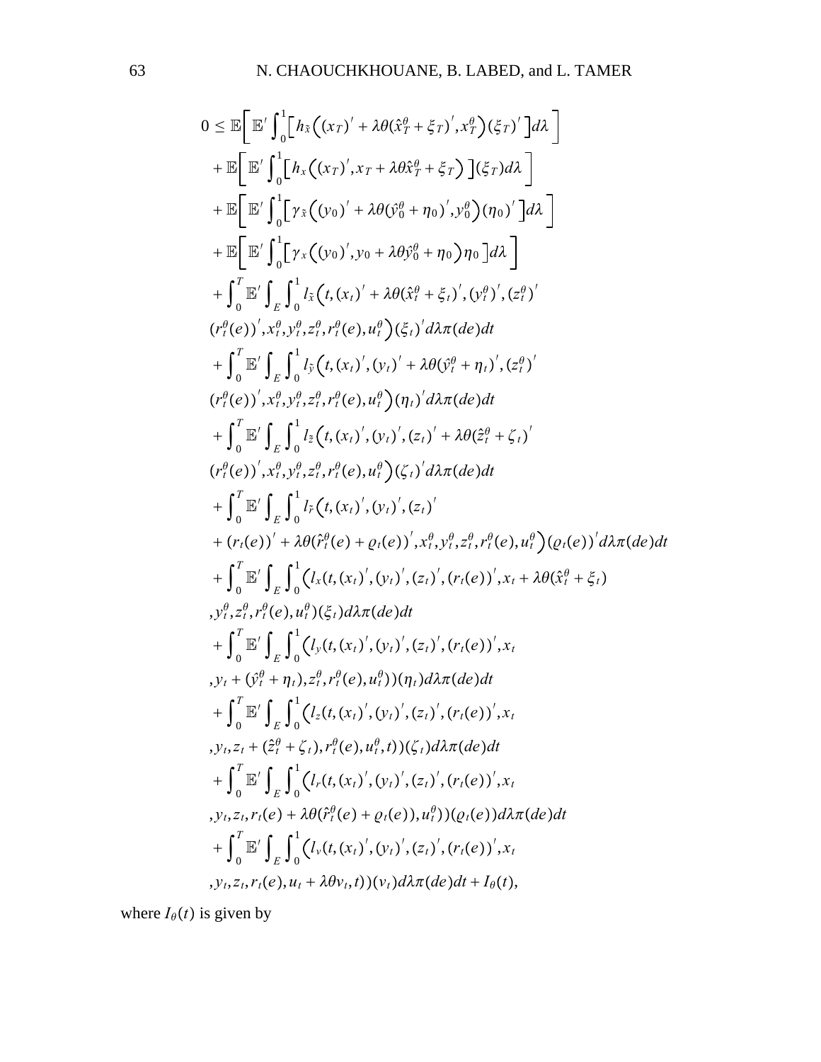$$
\begin{aligned}
0 \leq\ & \mathbb{E}\bigg[\ \mathbb{E}'\int_0^1\Big[h_{\tilde{x}}\Big((x_T)' + \lambda\theta(\hat{x}_T^\theta + \xi_T)', x_T^\theta\Big)(\xi_T)'\Big]d\lambda\ \bigg] \\
& + \mathbb{E}\bigg[\ \mathbb{E}'\int_0^1\Big[h_x\Big((x_T)', x_T + \lambda\theta\hat{x}_T^\theta + \xi_T\Big)\ \Big](\xi_T)d\lambda\ \bigg] \\
& + \mathbb{E}\bigg[\ \mathbb{E}'\int_0^1\Big[\gamma_{\tilde{x}}\Big((y_0)' + \lambda\theta(\hat{y}_0^\theta + \eta_0)', y_0^\theta\Big)(\eta_0)'\Big]d\lambda\ \bigg] \\
& + \mathbb{E}\bigg[\ \mathbb{E}'\int_0^1\Big[\gamma_x\Big((y_0)', y_0 + \lambda\theta\hat{y}_0^\theta + \eta_0\Big)\eta_0\ \Big]d\lambda\ \bigg] \\
& + \int_0^T\mathbb{E}'\int_E\int_0^1 l_{\tilde{x}}\Big(t, (x_t)' + \lambda\theta(\hat{x}_t^\theta + \xi_t)', (y_t^\theta)', (z_t^\theta)' \\
& (r_t^\theta(e))', x_t^\theta, y_t^\theta, z_t^\theta, r_t^\theta(e), u_t^\theta\Big)(\xi_t)'d\lambda\pi(de)dt \\
& + \int_0^T\mathbb{E}'\int_E\int_0^1 l_{\tilde{y}}\Big(t, (x_t)', (y_t)' + \lambda\theta(\hat{y}_t^\theta + \eta_t)', (z_t^\theta)' \\
& (r_t^\theta(e))', x_t^\theta, y_t^\theta, z_t^\theta, r_t^\theta(e), u_t^\theta\Big)(\eta_t)'d\lambda\pi(de)dt \\
& + \int_0^T\mathbb{E}'\int_E\int_0^1 l_{\tilde{z}}\Big(t, (x_t)', (y_t)', (z_t)' + \lambda\theta(\hat{z}_t^\theta + \zeta_t)' \\
& (r_t^\theta(e))', x_t^\theta, y_t^\theta, z_t^\theta, r_t^\theta(e), u_t^\theta\Big)(\zeta_t)'d\lambda\pi(de)dt \\
& + \int_0^T\mathbb{E}'\int_E\int_0^1 l_{\tilde{r}}\Big(t, (x_t)', (y_t)', (z_t)' \\
& + (r_t(e))' + \lambda\theta(\hat{r}_t^\theta(e) + \varrho_t(e))', x_t^\theta, y_t^\theta, z_t^\theta, r_t^\theta(e), u_t^\theta\Big)(\varrho_t(e))'d\lambda\pi(de)dt \\
& + \int_0^T\mathbb{E}'\int_E\int_0^1\Big(l_x(t, (x_t)', (y_t)', (z_t)', (r_t(e))', x_t + \lambda\theta(\hat{x}_t^\theta + \xi_t) \\
& , y_t^\theta, z_t^\theta, r_t^\theta(e), u_t^\theta)(\xi_t)d\lambda\pi(de)dt \\
& + \int_0^T\mathbb{E}'\int_E\int_0^1\Big(l_y(t, (x_t)', (y_t)', (z_t)', (r_t(e))', x_t \\
& , y_t + (\hat{y}_t^\theta + \eta_t), z_t^\theta, r_t^\theta(e), u_t^\theta))(\eta_t)d\lambda\pi(de)dt \\
& + \int_0^T\mathbb{E}'\int_E\int_0^1\Big(l_z(t, (x_t)', (y_t)', (z_t)', (r_t(e))', x_t \\
& , y_t, z_t + (\hat{z}_t^\theta + \zeta_t), r_t^\theta(e), u_t^\theta, t))(\zeta_t)d\lambda\pi(de)dt \\
& + \int_0^T\mathbb{E}'\int_E\int_0^1\Big(l_r(t, (x_t)', (y_t)', (z_t)', (r_t(e))', x_t \\
& , y_t, z_t, r_t(e) + \lambda\theta(\hat{r}_t^\theta(e) + \varrho_t(e)), u_t^\theta))(\varrho_t(e))d\lambda\pi(de)dt \\
& + \int_0^T\mathbb{E}'\int_E\int_0^1\Big(l_v(t, (x_t)', (y_t)', (z_t)', (r_t(e))', x_t \\
& , y_t, z_t, r_t(e), u_t + \lambda\theta v_t, t))(v_t)d\lambda\pi(de)dt + I_\theta(t),
\end{aligned}
$$

where $I_\theta(t)$ is given by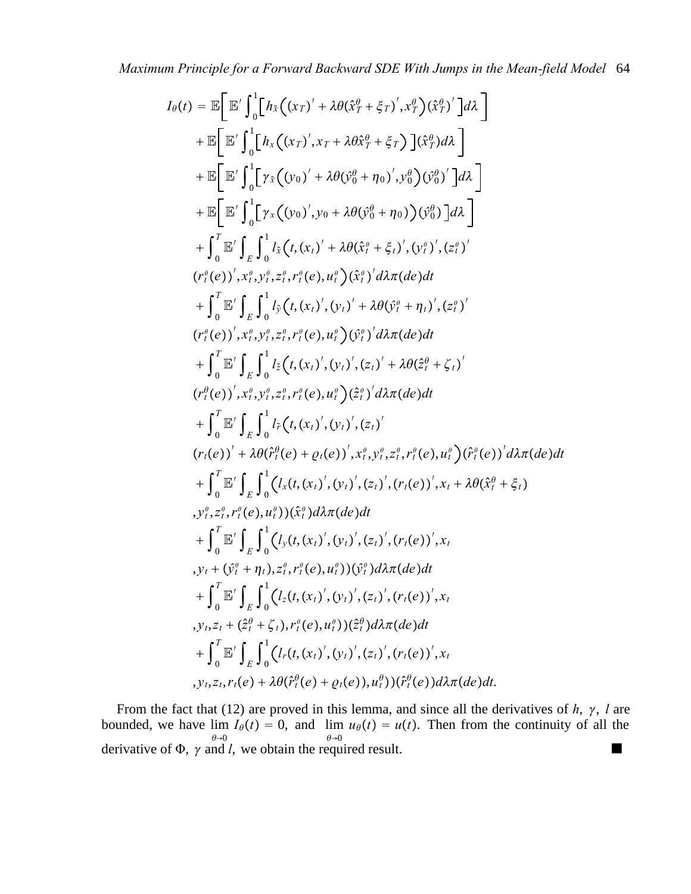$$
\begin{aligned}
I_\theta(t) =\ & \mathbb{E}\Big[\ \mathbb{E}' \int_0^1 \Big[ h_{\tilde{x}}\Big((x_T)' + \lambda\theta(\hat{x}_T^\theta + \xi_T)', x_T^\theta\Big)(\hat{x}_T^\theta)' \Big] d\lambda\ \Big] \\
& + \mathbb{E}\Big[\ \mathbb{E}' \int_0^1 \Big[ h_x\Big((x_T)', x_T + \lambda\theta\hat{x}_T^\theta + \xi_T\Big)\ \Big](\hat{x}_T^\theta) d\lambda\ \Big] \\
& + \mathbb{E}\Big[\ \mathbb{E}' \int_0^1 \Big[ \gamma_{\tilde{x}}\Big((y_0)' + \lambda\theta(\hat{y}_0^\theta + \eta_0)', y_0^\theta\Big)(\hat{y}_0^\theta)' \Big] d\lambda\ \Big] \\
& + \mathbb{E}\Big[\ \mathbb{E}' \int_0^1 \Big[ \gamma_x\Big((y_0)', y_0 + \lambda\theta(\hat{y}_0^\theta + \eta_0)\Big)(\hat{y}_0^\theta)\ \Big] d\lambda\ \Big] \\
& + \int_0^T \mathbb{E}' \int_E \int_0^1 l_{\tilde{x}}\Big(t, (x_t)' + \lambda\theta(\hat{x}_t^\theta + \xi_t)', (y_t^\theta)', (z_t^\theta)' \\
& (r_t^\theta(e))', x_t^\theta, y_t^\theta, z_t^\theta, r_t^\theta(e), u_t^\theta\Big)(\hat{x}_t^\theta)' d\lambda \pi(de) dt \\
& + \int_0^T \mathbb{E}' \int_E \int_0^1 l_{\tilde{y}}\Big(t, (x_t)', (y_t)' + \lambda\theta(\hat{y}_t^\theta + \eta_t)', (z_t^\theta)' \\
& (r_t^\theta(e))', x_t^\theta, y_t^\theta, z_t^\theta, r_t^\theta(e), u_t^\theta\Big)(\hat{y}_t^\theta)' d\lambda \pi(de) dt \\
& + \int_0^T \mathbb{E}' \int_E \int_0^1 l_{\tilde{z}}\Big(t, (x_t)', (y_t)', (z_t)' + \lambda\theta(\hat{z}_t^\theta + \zeta_t)' \\
& (r_t^\theta(e))', x_t^\theta, y_t^\theta, z_t^\theta, r_t^\theta(e), u_t^\theta\Big)(\hat{z}_t^\theta)' d\lambda \pi(de) dt \\
& + \int_0^T \mathbb{E}' \int_E \int_0^1 l_{\tilde{r}}\Big(t, (x_t)', (y_t)', (z_t)' \\
& (r_t(e))' + \lambda\theta(\hat{r}_t^\theta(e) + \varrho_t(e))', x_t^\theta, y_t^\theta, z_t^\theta, r_t^\theta(e), u_t^\theta\Big)(\hat{r}_t^\theta(e))' d\lambda \pi(de) dt \\
& + \int_0^T \mathbb{E}' \int_E \int_0^1 \Big(l_x(t, (x_t)', (y_t)', (z_t)', (r_t(e))', x_t + \lambda\theta(\hat{x}_t^\theta + \xi_t) \\
& , y_t^\theta, z_t^\theta, r_t^\theta(e), u_t^\theta))(\hat{x}_t^\theta) d\lambda \pi(de) dt \\
& + \int_0^T \mathbb{E}' \int_E \int_0^1 \Big(l_y(t, (x_t)', (y_t)', (z_t)', (r_t(e))', x_t \\
& , y_t + (\hat{y}_t^\theta + \eta_t), z_t^\theta, r_t^\theta(e), u_t^\theta))(\hat{y}_t^\theta) d\lambda \pi(de) dt \\
& + \int_0^T \mathbb{E}' \int_E \int_0^1 \Big(l_z(t, (x_t)', (y_t)', (z_t)', (r_t(e))', x_t \\
& , y_t, z_t + (\hat{z}_t^\theta + \zeta_t), r_t^\theta(e), u_t^\theta))(\hat{z}_t^\theta) d\lambda \pi(de) dt \\
& + \int_0^T \mathbb{E}' \int_E \int_0^1 \Big(l_r(t, (x_t)', (y_t)', (z_t)', (r_t(e))', x_t \\
& , y_t, z_t, r_t(e) + \lambda\theta(\hat{r}_t^\theta(e) + \varrho_t(e)), u_t^\theta))(\hat{r}_t^\theta(e)) d\lambda \pi(de) dt.
\end{aligned}
$$

From the fact that (12) are proved in this lemma, and since all the derivatives of $h$, $\gamma$, $l$ are bounded, we have $\lim_{\theta \to 0} I_\theta(t) = 0$, and $\lim_{\theta \to 0} u_\theta(t) = u(t)$. Then from the continuity of all the derivative of $\Phi$, $\gamma$ and $l$, we obtain the required result. ■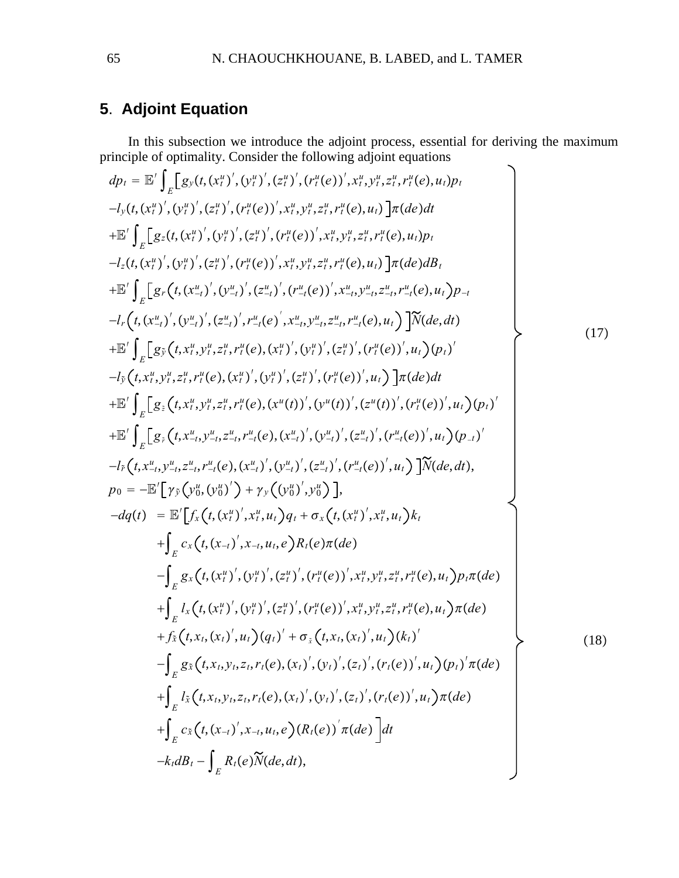## 5. Adjoint Equation

In this subsection we introduce the adjoint process, essential for deriving the maximum principle of optimality. Consider the following adjoint equations

$$
\left.\begin{aligned}
dp_t = {} & \mathbb{E}'\int_E\Big[g_y(t,(x_t^u)',(y_t^u)',(z_t^u)',(r_t^u(e))',x_t^u,y_t^u,z_t^u,r_t^u(e),u_t)p_t \\
& -l_y(t,(x_t^u)',(y_t^u)',(z_t^u)',(r_t^u(e))',x_t^u,y_t^u,z_t^u,r_t^u(e),u_t)\Big]\pi(de)dt \\
& +\mathbb{E}'\int_E\Big[g_z(t,(x_t^u)',(y_t^u)',(z_t^u)',(r_t^u(e))',x_t^u,y_t^u,z_t^u,r_t^u(e),u_t)p_t \\
& -l_z(t,(x_t^u)',(y_t^u)',(z_t^u)',(r_t^u(e))',x_t^u,y_t^u,z_t^u,r_t^u(e),u_t)\Big]\pi(de)dB_t \\
& +\mathbb{E}'\int_E\Big[g_r\Big(t,(x_{-t}^u)',(y_{-t}^u)',(z_{-t}^u)',(r_{-t}^u(e))',x_{-t}^u,y_{-t}^u,z_{-t}^u,r_{-t}^u(e),u_t\Big)p_{-t} \\
& -l_r\Big(t,(x_{-t}^u)',(y_{-t}^u)',(z_{-t}^u)',r_{-t}^u(e)',x_{-t}^u,y_{-t}^u,z_{-t}^u,r_{-t}^u(e),u_t\Big)\Big]\widetilde{N}(de,dt) \\
& +\mathbb{E}'\int_E\Big[g_{\tilde{y}}\Big(t,x_t^u,y_t^u,z_t^u,r_t^u(e),(x_t^u)',(y_t^u)',(z_t^u)',(r_t^u(e))',u_t\Big)(p_t)' \\
& -l_{\tilde{y}}\Big(t,x_t^u,y_t^u,z_t^u,r_t^u(e),(x_t^u)',(y_t^u)',(z_t^u)',(r_t^u(e))',u_t\Big)\Big]\pi(de)dt \\
& +\mathbb{E}'\int_E\Big[g_{\tilde{z}}\Big(t,x_t^u,y_t^u,z_t^u,r_t^u(e),(x^u(t))',(y^u(t))',(z^u(t))',(r_t^u(e))',u_t\Big)(p_t)' \\
& +\mathbb{E}'\int_E\Big[g_{\tilde{r}}\Big(t,x_{-t}^u,y_{-t}^u,z_{-t}^u,r_{-t}^u(e),(x_{-t}^u)',(y_{-t}^u)',(z_{-t}^u)',(r_{-t}^u(e))',u_t\Big)(p_{-t})' \\
& -l_{\tilde{r}}\Big(t,x_{-t}^u,y_{-t}^u,z_{-t}^u,r_{-t}^u(e),(x_{-t}^u)',(y_{-t}^u)',(z_{-t}^u)',(r_{-t}^u(e))',u_t\Big)\Big]\widetilde{N}(de,dt), \\
p_0 = {} & -\mathbb{E}'\Big[\gamma_{\tilde{y}}\Big(y_0^u,(y_0^u)'\Big)+\gamma_y\Big((y_0^u)',y_0^u\Big)\Big],
\end{aligned}\right\}\quad (17)
$$

$$
\left.\begin{aligned}
-dq(t) = {} & \mathbb{E}'\Big[f_x\Big(t,(x_t^u)',x_t^u,u_t\Big)q_t+\sigma_x\Big(t,(x_t^u)',x_t^u,u_t\Big)k_t \\
& +\int_E c_x\Big(t,(x_{-t})',x_{-t},u_t,e\Big)R_t(e)\pi(de) \\
& -\int_E g_x\Big(t,(x_t^u)',(y_t^u)',(z_t^u)',(r_t^u(e))',x_t^u,y_t^u,z_t^u,r_t^u(e),u_t\Big)p_t\pi(de) \\
& +\int_E l_x\Big(t,(x_t^u)',(y_t^u)',(z_t^u)',(r_t^u(e))',x_t^u,y_t^u,z_t^u,r_t^u(e),u_t\Big)\pi(de) \\
& +f_{\tilde{x}}\Big(t,x_t,(x_t)',u_t\Big)(q_t)'+\sigma_{\tilde{x}}\Big(t,x_t,(x_t)',u_t\Big)(k_t)' \\
& -\int_E g_{\tilde{x}}\Big(t,x_t,y_t,z_t,r_t(e),(x_t)',(y_t)',(z_t)',(r_t(e))',u_t\Big)(p_t)'\pi(de) \\
& +\int_E l_{\tilde{x}}\Big(t,x_t,y_t,z_t,r_t(e),(x_t)',(y_t)',(z_t)',(r_t(e))',u_t\Big)\pi(de) \\
& +\int_E c_{\tilde{x}}\Big(t,(x_{-t})',x_{-t},u_t,e\Big)(R_t(e))'\pi(de)\Big]dt \\
& -k_t dB_t-\int_E R_t(e)\widetilde{N}(de,dt),
\end{aligned}\right\}\quad (18)
$$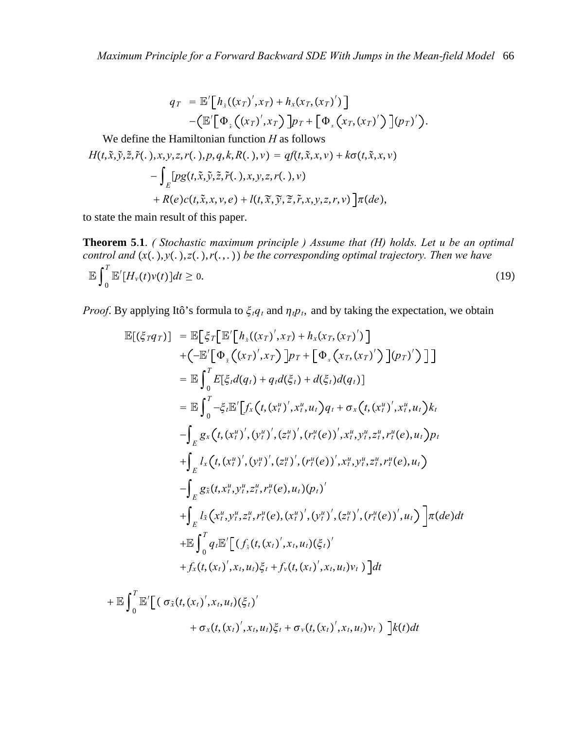$$
\begin{aligned}
q_T &= \mathbb{E}'\left[ h_{\tilde{x}}((x_T)', x_T) + h_x(x_T, (x_T)') \right] \\
&\quad - \left( \mathbb{E}'\left[ \Phi_{\tilde{x}}\left((x_T)', x_T\right) \right] p_T + \left[ \Phi_x\left(x_T, (x_T)'\right) \right] (p_T)' \right).
\end{aligned}
$$

We define the Hamiltonian function $H$ as follows

$$
\begin{aligned}
H(t, \tilde{x}, \tilde{y}, \tilde{z}, \tilde{r}(.), x, y, z, r(.), p, q, k, R(.), v) &= qf(t, \tilde{x}, x, v) + k\sigma(t, \tilde{x}, x, v) \\
&\quad - \int_E [pg(t, \tilde{x}, \tilde{y}, \tilde{z}, \tilde{r}(.), x, y, z, r(.), v) \\
&\quad + R(e)c(t, \tilde{x}, x, v, e) + l(t, \tilde{x}, \tilde{y}, \tilde{z}, \tilde{r}, x, y, z, r, v) \Big] \pi(de),
\end{aligned}
$$

to state the main result of this paper.

**Theorem 5.1**. *( Stochastic maximum principle ) Assume that (H) holds. Let u be an optimal control and* $(x(.), y(.), z(.), r(., .))$ *be the corresponding optimal trajectory. Then we have*

$$
\mathbb{E} \int_0^T \mathbb{E}'[H_v(t) v(t)] dt \geq 0. \tag{19}
$$

*Proof*. By applying Itô's formula to $\xi_t q_t$ and $\eta_t p_t$, and by taking the expectation, we obtain

$$
\begin{aligned}
\mathbb{E}[(\xi_T q_T)] &= \mathbb{E}\Big[ \xi_T \Big[ \mathbb{E}'\left[ h_{\tilde{x}}((x_T)', x_T) + h_x(x_T, (x_T)') \right] \\
&\quad + \left( -\mathbb{E}'\left[ \Phi_{\tilde{x}}\left((x_T)', x_T\right) \right] p_T + \left[ \Phi_x\left(x_T, (x_T)'\right) \right] (p_T)' \right) \Big] \Big] \\
&= \mathbb{E} \int_0^T E[\xi_t d(q_t) + q_t d(\xi_t) + d(\xi_t) d(q_t)] \\
&= \mathbb{E} \int_0^T -\xi_t \mathbb{E}'\Big[ f_x\left(t, (x_t^u)', x_t^u, u_t\right) q_t + \sigma_x\left(t, (x_t^u)', x_t^u, u_t\right) k_t \\
&\quad - \int_E g_x\left(t, (x_t^u)', (y_t^u)', (z_t^u)', (r_t^u(e))', x_t^u, y_t^u, z_t^u, r_t^u(e), u_t\right) p_t \\
&\quad + \int_E l_x\left(t, (x_t^u)', (y_t^u)', (z_t^u)', (r_t^u(e))', x_t^u, y_t^u, z_t^u, r_t^u(e), u_t\right) \\
&\quad - \int_E g_{\tilde{x}}(t, x_t^u, y_t^u, z_t^u, r_t^u(e), u_t)(p_t)' \\
&\quad + \int_E l_{\tilde{x}}\left(x_t^u, y_t^u, z_t^u, r_t^u(e), (x_t^u)', (y_t^u)', (z_t^u)', (r_t^u(e))', u_t\right) \Big] \pi(de) dt \\
&\quad + \mathbb{E} \int_0^T q_t \mathbb{E}'\Big[ ( f_{\tilde{x}}(t, (x_t)', x_t, u_t)(\xi_t)' \\
&\quad + f_x(t, (x_t)', x_t, u_t)\xi_t + f_v(t, (x_t)', x_t, u_t) v_t ) \Big] dt
\end{aligned}
$$

$$
\begin{aligned}
+ \mathbb{E} \int_0^T \mathbb{E}'\Big[ ( \sigma_{\tilde{x}}(t, (x_t)', x_t, u_t)(\xi_t)' \\
+ \sigma_x(t, (x_t)', x_t, u_t)\xi_t + \sigma_v(t, (x_t)', x_t, u_t) v_t ) \Big] k(t) dt
\end{aligned}
$$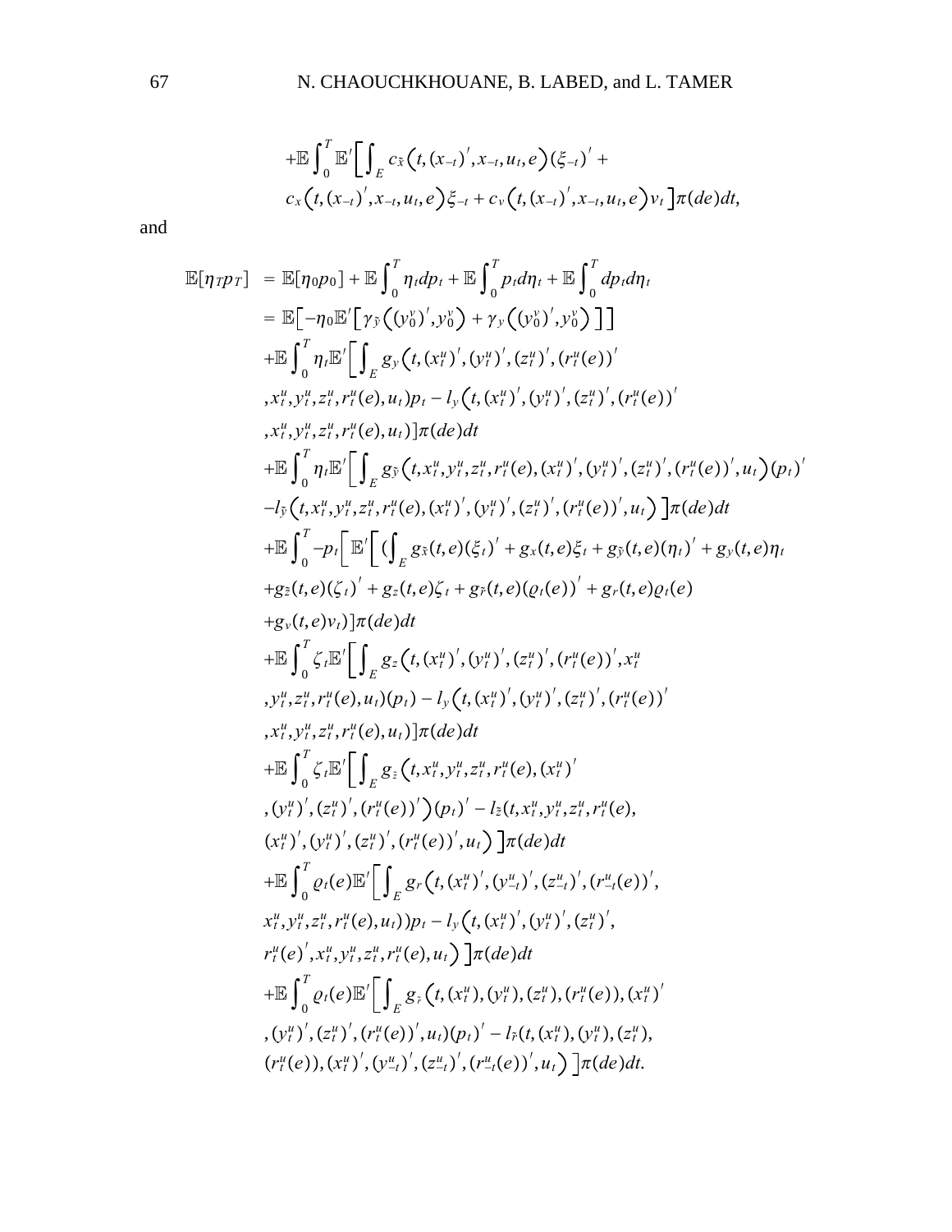$$+\mathbb{E}\int_0^T \mathbb{E}'\Big[\int_E c_{\tilde{x}}\Big(t,(x_{-t})',x_{-t},u_t,e\Big)(\xi_{-t})' +$$
$$c_x\Big(t,(x_{-t})',x_{-t},u_t,e\Big)\xi_{-t} + c_v\Big(t,(x_{-t})',x_{-t},u_t,e\Big)v_t\Big]\pi(de)dt,$$

and

$$
\begin{aligned}
\mathbb{E}[\eta_T p_T] &= \mathbb{E}[\eta_0 p_0] + \mathbb{E}\int_0^T \eta_t dp_t + \mathbb{E}\int_0^T p_t d\eta_t + \mathbb{E}\int_0^T dp_t d\eta_t \\
&= \mathbb{E}\Big[-\eta_0 \mathbb{E}'\Big[\gamma_{\tilde{y}}\Big((y_0^v)',y_0^v\Big) + \gamma_y\Big((y_0^v)',y_0^v\Big)\Big]\Big] \\
&+\mathbb{E}\int_0^T \eta_t \mathbb{E}'\Big[\int_E g_y\Big(t,(x_t^u)',(y_t^u)',(z_t^u)',(r_t^u(e))' \\
&,x_t^u,y_t^u,z_t^u,r_t^u(e),u_t)p_t - l_y\Big(t,(x_t^u)',(y_t^u)',(z_t^u)',(r_t^u(e))' \\
&,x_t^u,y_t^u,z_t^u,r_t^u(e),u_t)\Big]\pi(de)dt \\
&+\mathbb{E}\int_0^T \eta_t \mathbb{E}'\Big[\int_E g_{\tilde{y}}\Big(t,x_t^u,y_t^u,z_t^u,r_t^u(e),(x_t^u)',(y_t^u)',(z_t^u)',(r_t^u(e))',u_t\Big)(p_t)' \\
&-l_{\tilde{y}}\Big(t,x_t^u,y_t^u,z_t^u,r_t^u(e),(x_t^u)',(y_t^u)',(z_t^u)',(r_t^u(e))',u_t\Big)\Big]\pi(de)dt \\
&+\mathbb{E}\int_0^T -p_t\Big[\mathbb{E}'\Big[(\int_E g_{\tilde{x}}(t,e)(\xi_t)' + g_x(t,e)\xi_t + g_{\tilde{y}}(t,e)(\eta_t)' + g_y(t,e)\eta_t \\
&+g_{\tilde{z}}(t,e)(\zeta_t)' + g_z(t,e)\zeta_t + g_{\tilde{r}}(t,e)(\varrho_t(e))' + g_r(t,e)\varrho_t(e) \\
&+g_v(t,e)v_t)\Big]\pi(de)dt \\
&+\mathbb{E}\int_0^T \zeta_t \mathbb{E}'\Big[\int_E g_z\Big(t,(x_t^u)',(y_t^u)',(z_t^u)',(r_t^u(e))',x_t^u \\
&,y_t^u,z_t^u,r_t^u(e),u_t)(p_t) - l_y\Big(t,(x_t^u)',(y_t^u)',(z_t^u)',(r_t^u(e))' \\
&,x_t^u,y_t^u,z_t^u,r_t^u(e),u_t)\Big]\pi(de)dt \\
&+\mathbb{E}\int_0^T \zeta_t \mathbb{E}'\Big[\int_E g_{\tilde{z}}\Big(t,x_t^u,y_t^u,z_t^u,r_t^u(e),(x_t^u)' \\
&,(y_t^u)',(z_t^u)',(r_t^u(e))'\Big)(p_t)' - l_{\tilde{z}}(t,x_t^u,y_t^u,z_t^u,r_t^u(e), \\
&(x_t^u)',(y_t^u)',(z_t^u)',(r_t^u(e))',u_t\Big)\Big]\pi(de)dt \\
&+\mathbb{E}\int_0^T \varrho_t(e)\mathbb{E}'\Big[\int_E g_r\Big(t,(x_t^u)',(y_{-t}^u)',(z_{-t}^u)',(r_{-t}^u(e))', \\
&x_t^u,y_t^u,z_t^u,r_t^u(e),u_t)\Big)p_t - l_y\Big(t,(x_t^u)',(y_t^u)',(z_t^u)', \\
&r_t^u(e)',x_t^u,y_t^u,z_t^u,r_t^u(e),u_t\Big)\Big]\pi(de)dt \\
&+\mathbb{E}\int_0^T \varrho_t(e)\mathbb{E}'\Big[\int_E g_{\tilde{r}}\Big(t,(x_t^u),(y_t^u),(z_t^u),(r_t^u(e)),(x_t^u)' \\
&,(y_t^u)',(z_t^u)',(r_t^u(e))',u_t)(p_t)' - l_{\tilde{r}}(t,(x_t^u),(y_t^u),(z_t^u), \\
&(r_t^u(e)),(x_t^u)',(y_{-t}^u)',(z_{-t}^u)',(r_{-t}^u(e))',u_t\Big)\Big]\pi(de)dt.
\end{aligned}
$$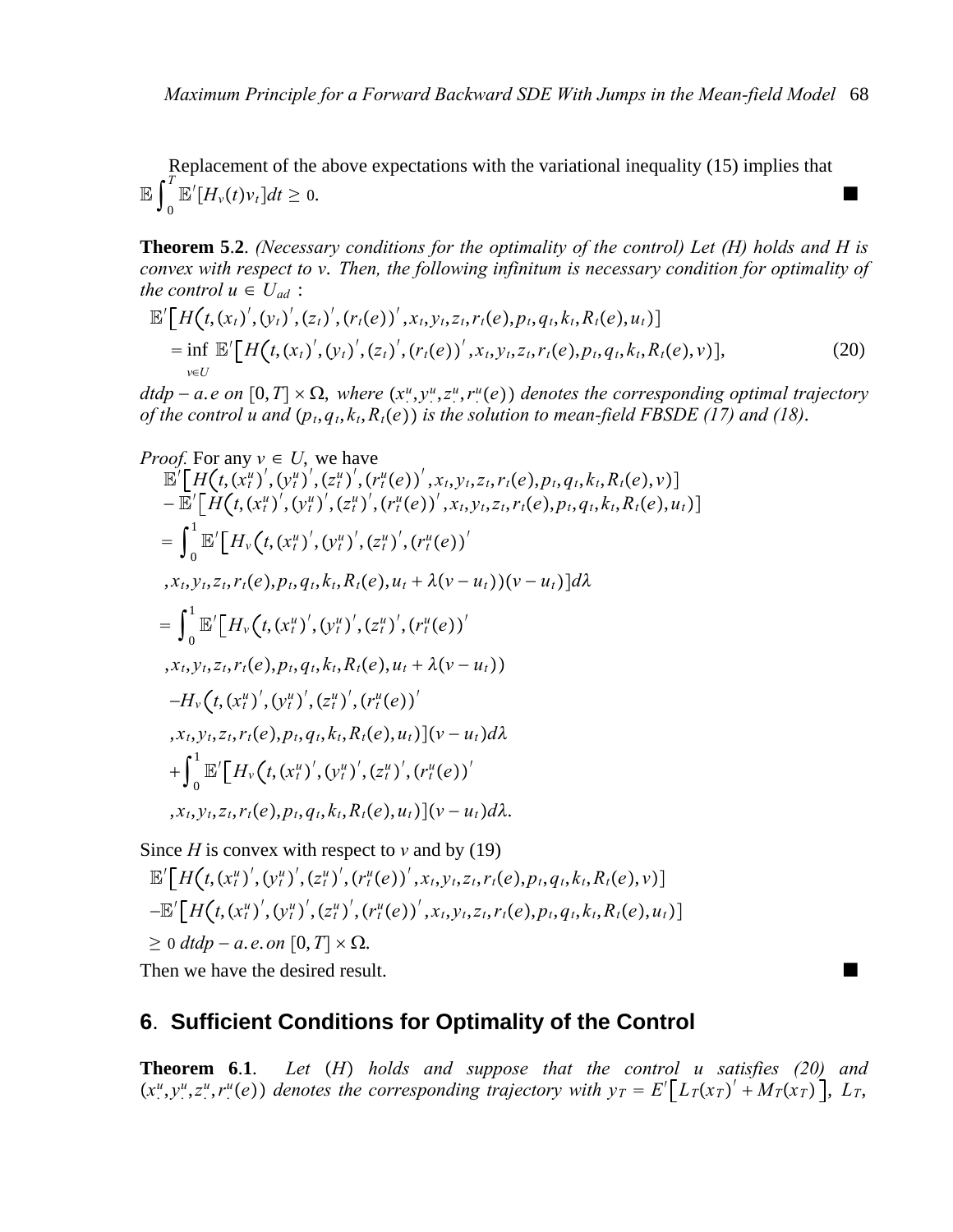Replacement of the above expectations with the variational inequality (15) implies that $\mathbb{E}\int_0^T \mathbb{E}'[H_v(t)v_t]dt \geq 0.$ ■

**Theorem 5.2**. *(Necessary conditions for the optimality of the control) Let (H) holds and H is convex with respect to v. Then, the following infinitum is necessary condition for optimality of the control $u \in U_{ad}$ :*

$$\mathbb{E}'\big[H\big(t,(x_t)',(y_t)',(z_t)',(r_t(e))',x_t,y_t,z_t,r_t(e),p_t,q_t,k_t,R_t(e),u_t)\big] \\ = \inf_{v\in U} \mathbb{E}'\big[H\big(t,(x_t)',(y_t)',(z_t)',(r_t(e))',x_t,y_t,z_t,r_t(e),p_t,q_t,k_t,R_t(e),v)\big], \tag{20}$$

*$dtdp - a.e$ on $[0,T]\times\Omega$, where $(x^u_\cdot,y^u_\cdot,z^u_\cdot,r^u_\cdot(e))$ denotes the corresponding optimal trajectory of the control u and $(p_t,q_t,k_t,R_t(e))$ is the solution to mean-field FBSDE (17) and (18).*

*Proof.* For any $v \in U$, we have

$$\mathbb{E}'\big[H\big(t,(x^u_t)',(y^u_t)',(z^u_t)',(r^u_t(e))',x_t,y_t,z_t,r_t(e),p_t,q_t,k_t,R_t(e),v)\big] \\ - \mathbb{E}'\big[H\big(t,(x^u_t)',(y^u_t)',(z^u_t)',(r^u_t(e))',x_t,y_t,z_t,r_t(e),p_t,q_t,k_t,R_t(e),u_t)\big] \\ = \int_0^1 \mathbb{E}'\big[H_v\big(t,(x^u_t)',(y^u_t)',(z^u_t)',(r^u_t(e))' \\ ,x_t,y_t,z_t,r_t(e),p_t,q_t,k_t,R_t(e),u_t+\lambda(v-u_t))(v-u_t)\big]d\lambda \\ = \int_0^1 \mathbb{E}'\big[H_v\big(t,(x^u_t)',(y^u_t)',(z^u_t)',(r^u_t(e))' \\ ,x_t,y_t,z_t,r_t(e),p_t,q_t,k_t,R_t(e),u_t+\lambda(v-u_t)) \\ -H_v\big(t,(x^u_t)',(y^u_t)',(z^u_t)',(r^u_t(e))' \\ ,x_t,y_t,z_t,r_t(e),p_t,q_t,k_t,R_t(e),u_t)\big](v-u_t)d\lambda \\ +\int_0^1 \mathbb{E}'\big[H_v\big(t,(x^u_t)',(y^u_t)',(z^u_t)',(r^u_t(e))' \\ ,x_t,y_t,z_t,r_t(e),p_t,q_t,k_t,R_t(e),u_t)\big](v-u_t)d\lambda.$$

Since $H$ is convex with respect to $v$ and by (19)

$$\mathbb{E}'\big[H\big(t,(x^u_t)',(y^u_t)',(z^u_t)',(r^u_t(e))',x_t,y_t,z_t,r_t(e),p_t,q_t,k_t,R_t(e),v)\big] \\ -\mathbb{E}'\big[H\big(t,(x^u_t)',(y^u_t)',(z^u_t)',(r^u_t(e))',x_t,y_t,z_t,r_t(e),p_t,q_t,k_t,R_t(e),u_t)\big] \\ \geq 0 \; dtdp - a.e. on \; [0,T]\times\Omega.$$

Then we have the desired result. ■

## 6. Sufficient Conditions for Optimality of the Control

**Theorem 6.1**. *Let (H) holds and suppose that the control u satisfies (20) and $(x^u_\cdot,y^u_\cdot,z^u_\cdot,r^u_\cdot(e))$ denotes the corresponding trajectory with $y_T = E'\big[L_T(x_T)' + M_T(x_T)\big]$, $L_T$,*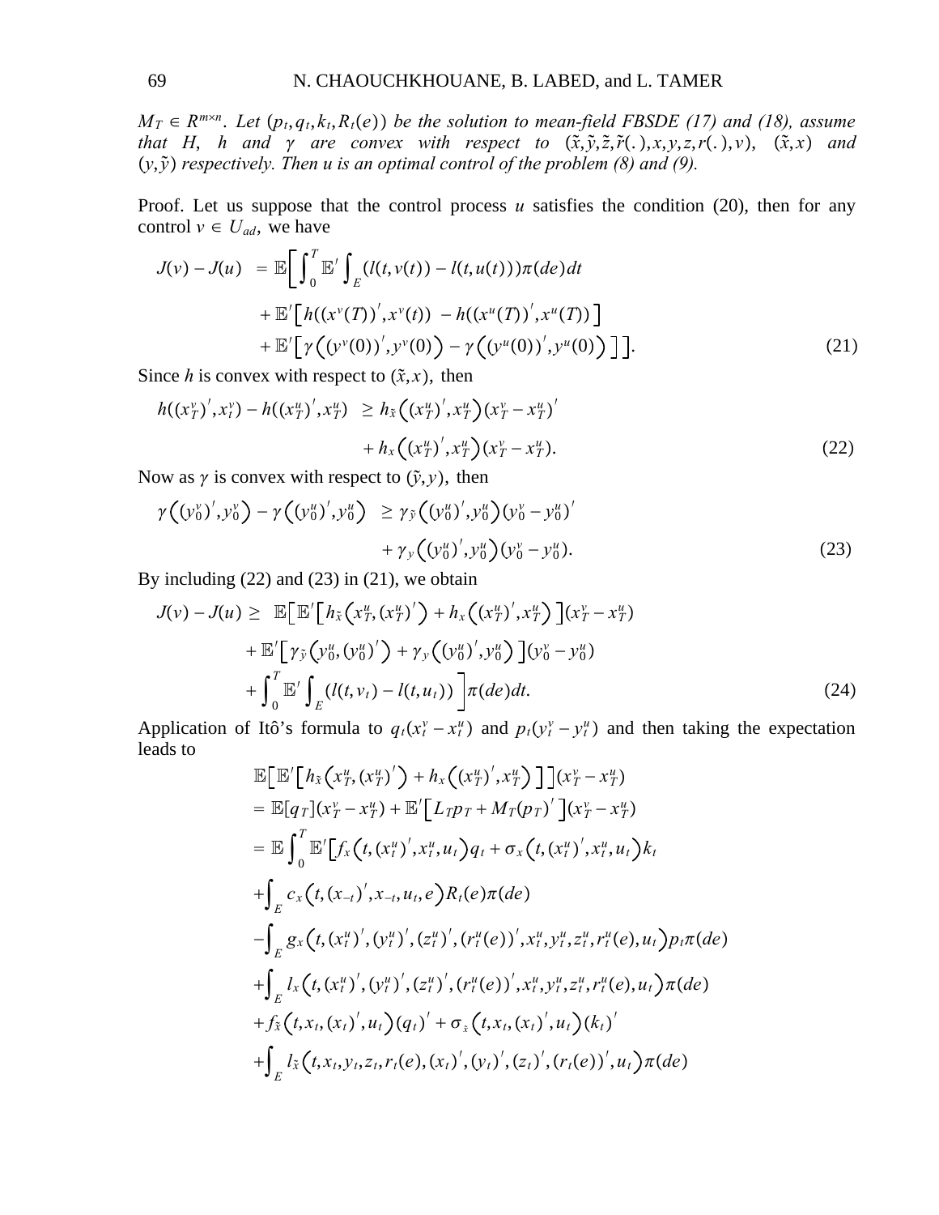$M_T \in R^{m\times n}$. *Let* $(p_t, q_t, k_t, R_t(e))$ *be the solution to mean-field FBSDE (17) and (18), assume that* $H$, $h$ *and* $\gamma$ *are convex with respect to* $(\tilde{x}, \tilde{y}, \tilde{z}, \tilde{r}(.), x, y, z, r(.), v)$, $(\tilde{x}, x)$ *and* $(y, \tilde{y})$ *respectively. Then u is an optimal control of the problem (8) and (9).*

Proof. Let us suppose that the control process $u$ satisfies the condition (20), then for any control $v \in U_{ad}$, we have

$$
\begin{aligned}
J(v) - J(u) \; &= \mathbb{E}\Big[\int_0^T \mathbb{E}' \int_E (l(t, v(t)) - l(t, u(t)))\pi(de)dt \\
&\quad + \mathbb{E}'\big[h((x^v(T))', x^v(t)) \; - h((x^u(T))', x^u(T))\big] \\
&\quad + \mathbb{E}'\big[\gamma\big((y^v(0))', y^v(0)\big) - \gamma\big((y^u(0))', y^u(0)\big)\big]\Big].
\end{aligned} \tag{21}
$$

Since $h$ is convex with respect to $(\tilde{x}, x)$, then

$$
\begin{aligned}
h((x_T^v)', x_t^v) - h((x_T^u)', x_T^u) \; &\geq h_{\tilde{x}}\big((x_T^u)', x_T^u\big)(x_T^v - x_T^u)' \\
&\quad + h_x\big((x_T^u)', x_T^u\big)(x_T^v - x_T^u).
\end{aligned} \tag{22}
$$

Now as $\gamma$ is convex with respect to $(\tilde{y}, y)$, then

$$
\begin{aligned}
\gamma\big((y_0^v)', y_0^v\big) - \gamma\big((y_0^u)', y_0^u\big) \; &\geq \gamma_{\tilde{y}}\big((y_0^u)', y_0^u\big)(y_0^v - y_0^u)' \\
&\quad + \gamma_y\big((y_0^u)', y_0^u\big)(y_0^v - y_0^u).
\end{aligned} \tag{23}
$$

By including (22) and (23) in (21), we obtain

$$
\begin{aligned}
J(v) - J(u) \geq \; &\mathbb{E}\big[\mathbb{E}'\big[h_{\tilde{x}}\big(x_T^u, (x_T^u)'\big) + h_x\big((x_T^u)', x_T^u\big)\big](x_T^v - x_T^u) \\
&+ \mathbb{E}'\big[\gamma_{\tilde{y}}\big(y_0^u, (y_0^u)'\big) + \gamma_y\big((y_0^u)', y_0^u\big)\big](y_0^v - y_0^u) \\
&+ \int_0^T \mathbb{E}' \int_E (l(t, v_t) - l(t, u_t))\Big]\pi(de)dt.
\end{aligned} \tag{24}
$$

Application of Itô's formula to $q_t(x_t^v - x_t^u)$ and $p_t(y_t^v - y_t^u)$ and then taking the expectation leads to

$$
\begin{aligned}
&\mathbb{E}\big[\mathbb{E}'\big[h_{\tilde{x}}\big(x_T^u, (x_T^u)'\big) + h_x\big((x_T^u)', x_T^u\big)\big]\big](x_T^v - x_T^u) \\
&= \mathbb{E}[q_T](x_T^v - x_T^u) + \mathbb{E}'\big[L_T p_T + M_T (p_T)'\big](x_T^v - x_T^u) \\
&= \mathbb{E}\int_0^T \mathbb{E}'\big[f_x\big(t, (x_t^u)', x_t^u, u_t\big)q_t + \sigma_x\big(t, (x_t^u)', x_t^u, u_t\big)k_t \\
&+ \int_E c_x\big(t, (x_{-t})', x_{-t}, u_t, e\big)R_t(e)\pi(de) \\
&- \int_E g_x\big(t, (x_t^u)', (y_t^u)', (z_t^u)', (r_t^u(e))', x_t^u, y_t^u, z_t^u, r_t^u(e), u_t\big)p_t\pi(de) \\
&+ \int_E l_x\big(t, (x_t^u)', (y_t^u)', (z_t^u)', (r_t^u(e))', x_t^u, y_t^u, z_t^u, r_t^u(e), u_t\big)\pi(de) \\
&+ f_{\tilde{x}}\big(t, x_t, (x_t)', u_t\big)(q_t)' + \sigma_{\tilde{x}}\big(t, x_t, (x_t)', u_t\big)(k_t)' \\
&+ \int_E l_{\tilde{x}}\big(t, x_t, y_t, z_t, r_t(e), (x_t)', (y_t)', (z_t)', (r_t(e))', u_t\big)\pi(de)
\end{aligned}
$$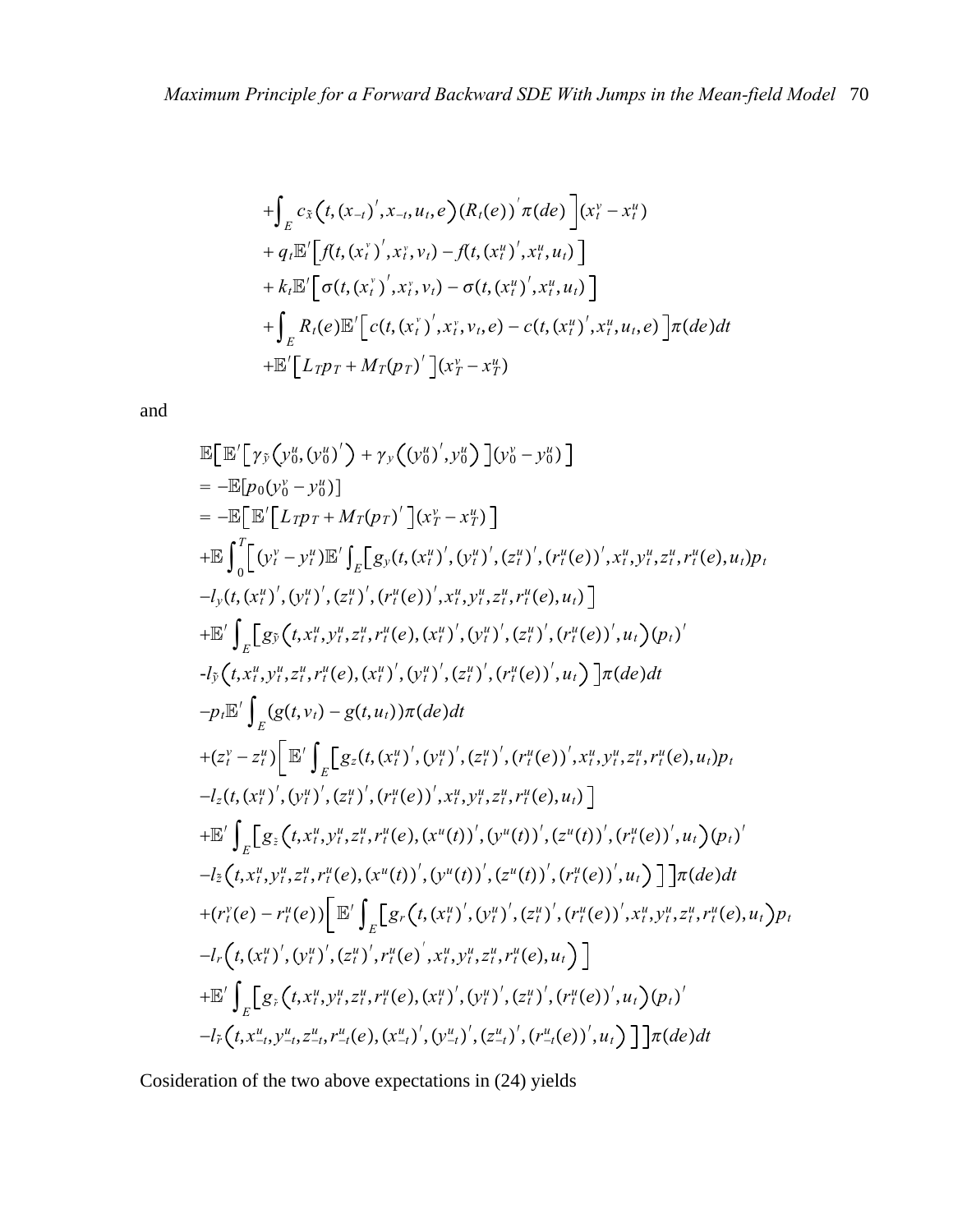$$
\begin{aligned}
&+\int_E c_{\tilde{x}}\left(t,(x_{-t})',x_{-t},u_t,e\right)(R_t(e))'\pi(de)\Big](x_t^v - x_t^u) \\
&+ q_t\mathbb{E}'\left[f(t,(x_t^v)',x_t^v,v_t) - f(t,(x_t^u)',x_t^u,u_t)\right] \\
&+ k_t\mathbb{E}'\left[\sigma(t,(x_t^v)',x_t^v,v_t) - \sigma(t,(x_t^u)',x_t^u,u_t)\right] \\
&+\int_E R_t(e)\mathbb{E}'\left[c(t,(x_t^v)',x_t^v,v_t,e) - c(t,(x_t^u)',x_t^u,u_t,e)\right]\pi(de)dt \\
&+\mathbb{E}'\left[L_T p_T + M_T(p_T)'\right](x_T^v - x_T^u)
\end{aligned}
$$

and

$$
\begin{aligned}
&\mathbb{E}\left[\mathbb{E}'\left[\gamma_{\tilde{y}}\left(y_0^u,(y_0^u)'\right) + \gamma_y\left((y_0^u)',y_0^u\right)\right](y_0^v - y_0^u)\right] \\
&= -\mathbb{E}[p_0(y_0^v - y_0^u)] \\
&= -\mathbb{E}\left[\mathbb{E}'\left[L_T p_T + M_T(p_T)'\right](x_T^v - x_T^u)\right] \\
&+\mathbb{E}\int_0^T\Big[(y_t^v - y_t^u)\mathbb{E}'\int_E\Big[g_y(t,(x_t^u)',(y_t^u)',(z_t^u)',(r_t^u(e))',x_t^u,y_t^u,z_t^u,r_t^u(e),u_t)p_t \\
&-l_y(t,(x_t^u)',(y_t^u)',(z_t^u)',(r_t^u(e))',x_t^u,y_t^u,z_t^u,r_t^u(e),u_t)\Big] \\
&+\mathbb{E}'\int_E\Big[g_{\tilde{y}}\left(t,x_t^u,y_t^u,z_t^u,r_t^u(e),(x_t^u)',(y_t^u)',(z_t^u)',(r_t^u(e))',u_t\right)(p_t)' \\
&\text{-}l_{\tilde{y}}\left(t,x_t^u,y_t^u,z_t^u,r_t^u(e),(x_t^u)',(y_t^u)',(z_t^u)',(r_t^u(e))',u_t\right)\Big]\pi(de)dt \\
&-p_t\mathbb{E}'\int_E(g(t,v_t) - g(t,u_t))\pi(de)dt \\
&+(z_t^v - z_t^u)\Big[\mathbb{E}'\int_E\Big[g_z(t,(x_t^u)',(y_t^u)',(z_t^u)',(r_t^u(e))',x_t^u,y_t^u,z_t^u,r_t^u(e),u_t)p_t \\
&-l_z(t,(x_t^u)',(y_t^u)',(z_t^u)',(r_t^u(e))',x_t^u,y_t^u,z_t^u,r_t^u(e),u_t)\Big] \\
&+\mathbb{E}'\int_E\Big[g_{\tilde{z}}\left(t,x_t^u,y_t^u,z_t^u,r_t^u(e),(x^u(t))',(y^u(t))',(z^u(t))',(r_t^u(e))',u_t\right)(p_t)' \\
&-l_{\tilde{z}}\left(t,x_t^u,y_t^u,z_t^u,r_t^u(e),(x^u(t))',(y^u(t))',(z^u(t))',(r_t^u(e))',u_t\right)\Big]\Big]\pi(de)dt \\
&+(r_t^v(e) - r_t^u(e))\Big[\mathbb{E}'\int_E\Big[g_r\left(t,(x_t^u)',(y_t^u)',(z_t^u)',(r_t^u(e))',x_t^u,y_t^u,z_t^u,r_t^u(e),u_t\right)p_t \\
&-l_r\left(t,(x_t^u)',(y_t^u)',(z_t^u)',r_t^u(e)',x_t^u,y_t^u,z_t^u,r_t^u(e),u_t\right)\Big] \\
&+\mathbb{E}'\int_E\Big[g_{\tilde{r}}\left(t,x_t^u,y_t^u,z_t^u,r_t^u(e),(x_t^u)',(y_t^u)',(z_t^u)',(r_t^u(e))',u_t\right)(p_t)' \\
&-l_{\tilde{r}}\left(t,x_{-t}^u,y_{-t}^u,z_{-t}^u,r_{-t}^u(e),(x_{-t}^u)',(y_{-t}^u)',(z_{-t}^u)',(r_{-t}^u(e))',u_t\right)\Big]\Big]\pi(de)dt
\end{aligned}
$$

Cosideration of the two above expectations in (24) yields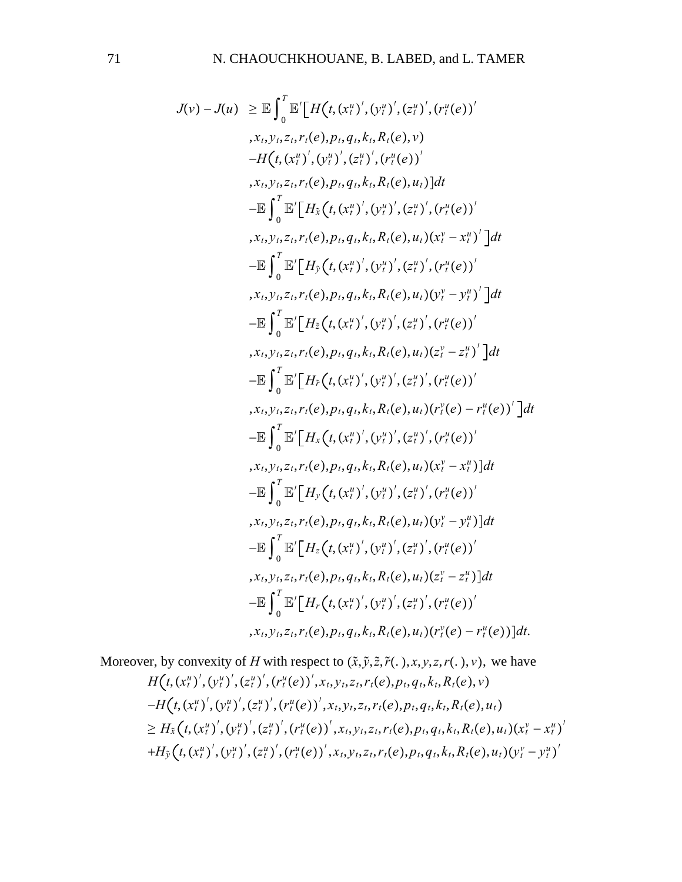$$
\begin{aligned}
J(v)-J(u) \geq\ & \mathbb{E}\int_0^T \mathbb{E}'\Big[H\Big(t,(x_t^u)',(y_t^u)',(z_t^u)',(r_t^u(e))' \\
& ,x_t,y_t,z_t,r_t(e),p_t,q_t,k_t,R_t(e),v\Big) \\
& -H\Big(t,(x_t^u)',(y_t^u)',(z_t^u)',(r_t^u(e))' \\
& ,x_t,y_t,z_t,r_t(e),p_t,q_t,k_t,R_t(e),u_t\Big)\Big]dt \\
& -\mathbb{E}\int_0^T \mathbb{E}'\Big[H_{\tilde{x}}\Big(t,(x_t^u)',(y_t^u)',(z_t^u)',(r_t^u(e))' \\
& ,x_t,y_t,z_t,r_t(e),p_t,q_t,k_t,R_t(e),u_t\Big)(x_t^v-x_t^u)'\Big]dt \\
& -\mathbb{E}\int_0^T \mathbb{E}'\Big[H_{\tilde{y}}\Big(t,(x_t^u)',(y_t^u)',(z_t^u)',(r_t^u(e))' \\
& ,x_t,y_t,z_t,r_t(e),p_t,q_t,k_t,R_t(e),u_t\Big)(y_t^v-y_t^u)'\Big]dt \\
& -\mathbb{E}\int_0^T \mathbb{E}'\Big[H_{\tilde{z}}\Big(t,(x_t^u)',(y_t^u)',(z_t^u)',(r_t^u(e))' \\
& ,x_t,y_t,z_t,r_t(e),p_t,q_t,k_t,R_t(e),u_t\Big)(z_t^v-z_t^u)'\Big]dt \\
& -\mathbb{E}\int_0^T \mathbb{E}'\Big[H_{\tilde{r}}\Big(t,(x_t^u)',(y_t^u)',(z_t^u)',(r_t^u(e))' \\
& ,x_t,y_t,z_t,r_t(e),p_t,q_t,k_t,R_t(e),u_t\Big)(r_t^v(e)-r_t^u(e))'\Big]dt \\
& -\mathbb{E}\int_0^T \mathbb{E}'\Big[H_{x}\Big(t,(x_t^u)',(y_t^u)',(z_t^u)',(r_t^u(e))' \\
& ,x_t,y_t,z_t,r_t(e),p_t,q_t,k_t,R_t(e),u_t\Big)(x_t^v-x_t^u)\Big]dt \\
& -\mathbb{E}\int_0^T \mathbb{E}'\Big[H_{y}\Big(t,(x_t^u)',(y_t^u)',(z_t^u)',(r_t^u(e))' \\
& ,x_t,y_t,z_t,r_t(e),p_t,q_t,k_t,R_t(e),u_t\Big)(y_t^v-y_t^u)\Big]dt \\
& -\mathbb{E}\int_0^T \mathbb{E}'\Big[H_{z}\Big(t,(x_t^u)',(y_t^u)',(z_t^u)',(r_t^u(e))' \\
& ,x_t,y_t,z_t,r_t(e),p_t,q_t,k_t,R_t(e),u_t\Big)(z_t^v-z_t^u)\Big]dt \\
& -\mathbb{E}\int_0^T \mathbb{E}'\Big[H_{r}\Big(t,(x_t^u)',(y_t^u)',(z_t^u)',(r_t^u(e))' \\
& ,x_t,y_t,z_t,r_t(e),p_t,q_t,k_t,R_t(e),u_t\Big)(r_t^v(e)-r_t^u(e))\Big]dt.
\end{aligned}
$$

Moreover, by convexity of $H$ with respect to $(\tilde{x},\tilde{y},\tilde{z},\tilde{r}(.),x,y,z,r(.),v)$, we have

$$
\begin{aligned}
& H\Big(t,(x_t^u)',(y_t^u)',(z_t^u)',(r_t^u(e))',x_t,y_t,z_t,r_t(e),p_t,q_t,k_t,R_t(e),v\Big) \\
& -H\Big(t,(x_t^u)',(y_t^u)',(z_t^u)',(r_t^u(e))',x_t,y_t,z_t,r_t(e),p_t,q_t,k_t,R_t(e),u_t\Big) \\
& \geq H_{\tilde{x}}\Big(t,(x_t^u)',(y_t^u)',(z_t^u)',(r_t^u(e))',x_t,y_t,z_t,r_t(e),p_t,q_t,k_t,R_t(e),u_t\Big)(x_t^v-x_t^u)' \\
& +H_{\tilde{y}}\Big(t,(x_t^u)',(y_t^u)',(z_t^u)',(r_t^u(e))',x_t,y_t,z_t,r_t(e),p_t,q_t,k_t,R_t(e),u_t\Big)(y_t^v-y_t^u)'
\end{aligned}
$$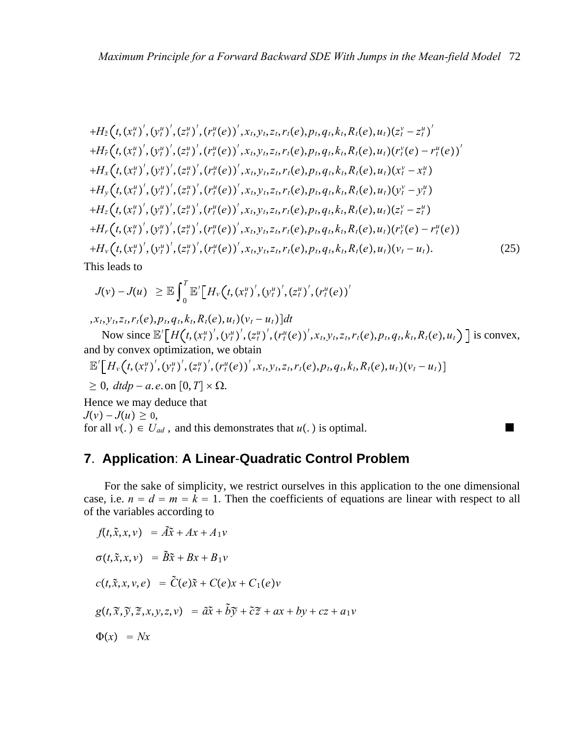$$
\begin{aligned}
&+H_{\tilde{z}}\Big(t,(x_t^u)',(y_t^u)',(z_t^u)',(r_t^u(e))',x_t,y_t,z_t,r_t(e),p_t,q_t,k_t,R_t(e),u_t\Big)(z_t^v-z_t^u)'\\
&+H_{\tilde{r}}\Big(t,(x_t^u)',(y_t^u)',(z_t^u)',(r_t^u(e))',x_t,y_t,z_t,r_t(e),p_t,q_t,k_t,R_t(e),u_t\Big)(r_t^v(e)-r_t^u(e))'\\
&+H_x\Big(t,(x_t^u)',(y_t^u)',(z_t^u)',(r_t^u(e))',x_t,y_t,z_t,r_t(e),p_t,q_t,k_t,R_t(e),u_t\Big)(x_t^v-x_t^u)\\
&+H_y\Big(t,(x_t^u)',(y_t^u)',(z_t^u)',(r_t^u(e))',x_t,y_t,z_t,r_t(e),p_t,q_t,k_t,R_t(e),u_t\Big)(y_t^v-y_t^u)\\
&+H_z\Big(t,(x_t^u)',(y_t^u)',(z_t^u)',(r_t^u(e))',x_t,y_t,z_t,r_t(e),p_t,q_t,k_t,R_t(e),u_t\Big)(z_t^v-z_t^u)\\
&+H_r\Big(t,(x_t^u)',(y_t^u)',(z_t^u)',(r_t^u(e))',x_t,y_t,z_t,r_t(e),p_t,q_t,k_t,R_t(e),u_t\Big)(r_t^v(e)-r_t^u(e))\\
&+H_v\Big(t,(x_t^u)',(y_t^u)',(z_t^u)',(r_t^u(e))',x_t,y_t,z_t,r_t(e),p_t,q_t,k_t,R_t(e),u_t\Big)(v_t-u_t). \qquad (25)
\end{aligned}
$$

This leads to

$$
\begin{aligned}
J(v)-J(u) \;\geq\; &\mathbb{E}\int_0^T \mathbb{E}'\Big[H_v\Big(t,(x_t^u)',(y_t^u)',(z_t^u)',(r_t^u(e))'\\
&,x_t,y_t,z_t,r_t(e),p_t,q_t,k_t,R_t(e),u_t)(v_t-u_t)\Big]dt
\end{aligned}
$$

Now since $\mathbb{E}'\Big[H\Big(t,(x_t^u)',(y_t^u)',(z_t^u)',(r_t^u(e))',x_t,y_t,z_t,r_t(e),p_t,q_t,k_t,R_t(e),u_t\Big)\Big]$ is convex, and by convex optimization, we obtain

$$
\begin{aligned}
&\mathbb{E}'\Big[H_v\Big(t,(x_t^u)',(y_t^u)',(z_t^u)',(r_t^u(e))',x_t,y_t,z_t,r_t(e),p_t,q_t,k_t,R_t(e),u_t)(v_t-u_t)\Big]\\
&\geq 0,\; dtdp-a.e.\text{ on } [0,T]\times\Omega.
\end{aligned}
$$

Hence we may deduce that

$J(v)-J(u) \geq 0,$

for all $v(.)\in U_{ad}$, and this demonstrates that $u(.)$ is optimal. ■

## 7. Application: A Linear-Quadratic Control Problem

For the sake of simplicity, we restrict ourselves in this application to the one dimensional case, i.e. $n=d=m=k=1$. Then the coefficients of equations are linear with respect to all of the variables according to

$$
\begin{aligned}
f(t,\tilde{x},x,v) &= \tilde{A}\tilde{x}+Ax+A_1v\\
\sigma(t,\tilde{x},x,v) &= \tilde{B}\tilde{x}+Bx+B_1v\\
c(t,\tilde{x},x,v,e) &= \tilde{C}(e)\tilde{x}+C(e)x+C_1(e)v\\
g(t,\tilde{x},\tilde{y},\tilde{z},x,y,z,v) &= \tilde{a}\tilde{x}+\tilde{b}\tilde{y}+\tilde{c}\tilde{z}+ax+by+cz+a_1v\\
\Phi(x) &= Nx
\end{aligned}
$$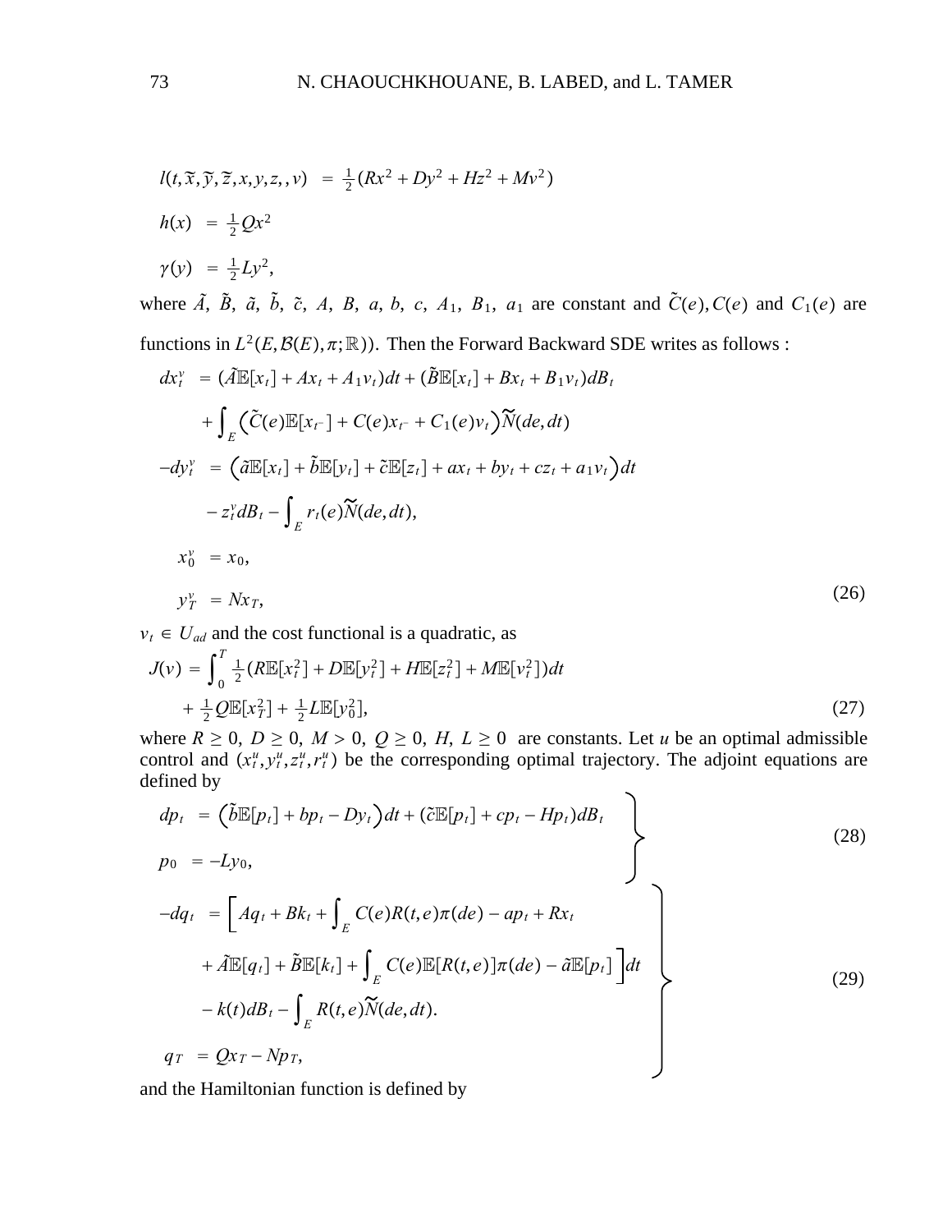$$
\begin{aligned}
l(t,\widetilde{x},\widetilde{y},\widetilde{z},x,y,z,,v) &= \tfrac{1}{2}(Rx^2+Dy^2+Hz^2+Mv^2)\\
h(x) &= \tfrac{1}{2}Qx^2\\
\gamma(y) &= \tfrac{1}{2}Ly^2,
\end{aligned}
$$

where $\tilde{A}$, $\tilde{B}$, $\tilde{a}$, $\tilde{b}$, $\tilde{c}$, $A$, $B$, $a$, $b$, $c$, $A_1$, $B_1$, $a_1$ are constant and $\tilde{C}(e), C(e)$ and $C_1(e)$ are functions in $L^2(E,\mathcal{B}(E),\pi;\mathbb{R}))$. Then the Forward Backward SDE writes as follows :

$$
\begin{aligned}
dx_t^v &= (\tilde{A}\mathbb{E}[x_t]+Ax_t+A_1v_t)dt+(\tilde{B}\mathbb{E}[x_t]+Bx_t+B_1v_t)dB_t\\
&\quad+\int_E\Big(\tilde{C}(e)\mathbb{E}[x_{t^-}]+C(e)x_{t^-}+C_1(e)v_t\Big)\widetilde{N}(de,dt)\\
-dy_t^v &= \Big(\tilde{a}\mathbb{E}[x_t]+\tilde{b}\mathbb{E}[y_t]+\tilde{c}\mathbb{E}[z_t]+ax_t+by_t+cz_t+a_1v_t\Big)dt\\
&\quad-z_t^v dB_t-\int_E r_t(e)\widetilde{N}(de,dt),\\
x_0^v &= x_0,\\
y_T^v &= Nx_T,
\end{aligned}
\tag{26}
$$

$v_t\in U_{ad}$ and the cost functional is a quadratic, as

$$
\begin{aligned}
J(v) &= \int_0^T \tfrac{1}{2}(R\mathbb{E}[x_t^2]+D\mathbb{E}[y_t^2]+H\mathbb{E}[z_t^2]+M\mathbb{E}[v_t^2])dt\\
&\quad+\tfrac{1}{2}Q\mathbb{E}[x_T^2]+\tfrac{1}{2}L\mathbb{E}[y_0^2],
\end{aligned}
\tag{27}
$$

where $R\geq 0$, $D\geq 0$, $M>0$, $Q\geq 0$, $H$, $L\geq 0$ are constants. Let $u$ be an optimal admissible control and $(x_t^u,y_t^u,z_t^u,r_t^u)$ be the corresponding optimal trajectory. The adjoint equations are defined by

$$
\left.
\begin{aligned}
dp_t &= \Big(\tilde{b}\mathbb{E}[p_t]+bp_t-Dy_t\Big)dt+(\tilde{c}\mathbb{E}[p_t]+cp_t-Hp_t)dB_t\\
p_0 &= -Ly_0,
\end{aligned}
\right\}
\tag{28}
$$

$$
\left.
\begin{aligned}
-dq_t &= \Big[Aq_t+Bk_t+\int_E C(e)R(t,e)\pi(de)-ap_t+Rx_t\\
&\quad+\tilde{A}\mathbb{E}[q_t]+\tilde{B}\mathbb{E}[k_t]+\int_E C(e)\mathbb{E}[R(t,e)]\pi(de)-\tilde{a}\mathbb{E}[p_t]\Big]dt\\
&\quad-k(t)dB_t-\int_E R(t,e)\widetilde{N}(de,dt).\\
q_T &= Qx_T-Np_T,
\end{aligned}
\right\}
\tag{29}
$$

and the Hamiltonian function is defined by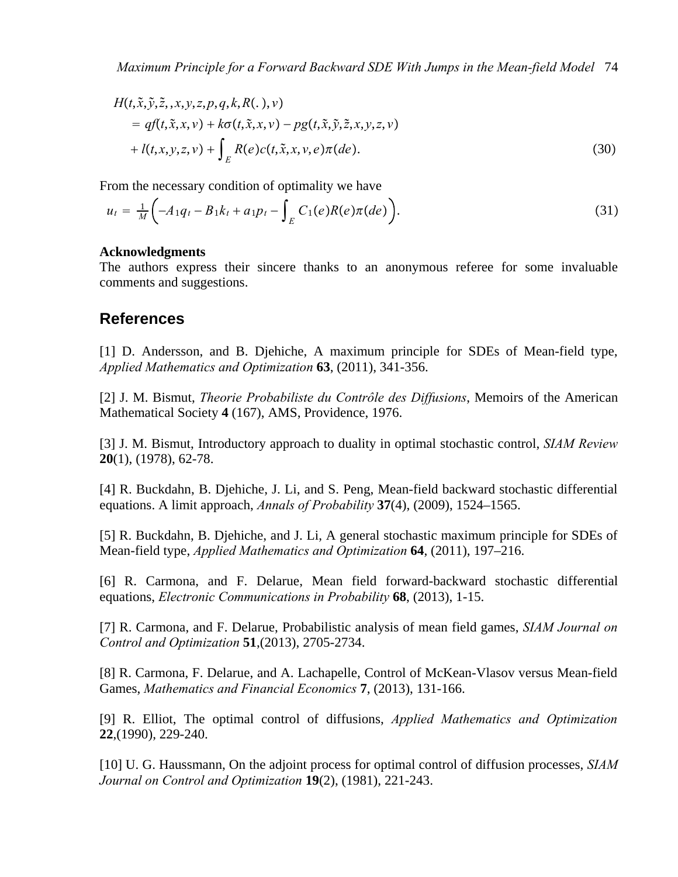$$
\begin{aligned}
&H(t,\tilde{x},\tilde{y},\tilde{z},,x,y,z,p,q,k,R(.),v)\\
&\quad = qf(t,\tilde{x},x,v) + k\sigma(t,\tilde{x},x,v) - pg(t,\tilde{x},\tilde{y},\tilde{z},x,y,z,v)\\
&\quad + l(t,x,y,z,v) + \int_E R(e)c(t,\tilde{x},x,v,e)\pi(de).
\end{aligned}
\tag{30}
$$

From the necessary condition of optimality we have

$$
u_t = \frac{1}{M}\left(-A_1 q_t - B_1 k_t + a_1 p_t - \int_E C_1(e)R(e)\pi(de)\right).
\tag{31}
$$

**Acknowledgments**

The authors express their sincere thanks to an anonymous referee for some invaluable comments and suggestions.

## References

[1] D. Andersson, and B. Djehiche, A maximum principle for SDEs of Mean-field type, *Applied Mathematics and Optimization* **63**, (2011), 341-356.

[2] J. M. Bismut, *Theorie Probabiliste du Contrôle des Diffusions*, Memoirs of the American Mathematical Society **4** (167), AMS, Providence, 1976.

[3] J. M. Bismut, Introductory approach to duality in optimal stochastic control, *SIAM Review* **20**(1), (1978), 62-78.

[4] R. Buckdahn, B. Djehiche, J. Li, and S. Peng, Mean-field backward stochastic differential equations. A limit approach, *Annals of Probability* **37**(4), (2009), 1524–1565.

[5] R. Buckdahn, B. Djehiche, and J. Li, A general stochastic maximum principle for SDEs of Mean-field type, *Applied Mathematics and Optimization* **64**, (2011), 197–216.

[6] R. Carmona, and F. Delarue, Mean field forward-backward stochastic differential equations, *Electronic Communications in Probability* **68**, (2013), 1-15.

[7] R. Carmona, and F. Delarue, Probabilistic analysis of mean field games, *SIAM Journal on Control and Optimization* **51**,(2013), 2705-2734.

[8] R. Carmona, F. Delarue, and A. Lachapelle, Control of McKean-Vlasov versus Mean-field Games, *Mathematics and Financial Economics* **7**, (2013), 131-166.

[9] R. Elliot, The optimal control of diffusions, *Applied Mathematics and Optimization* **22**,(1990), 229-240.

[10] U. G. Haussmann, On the adjoint process for optimal control of diffusion processes, *SIAM Journal on Control and Optimization* **19**(2), (1981), 221-243.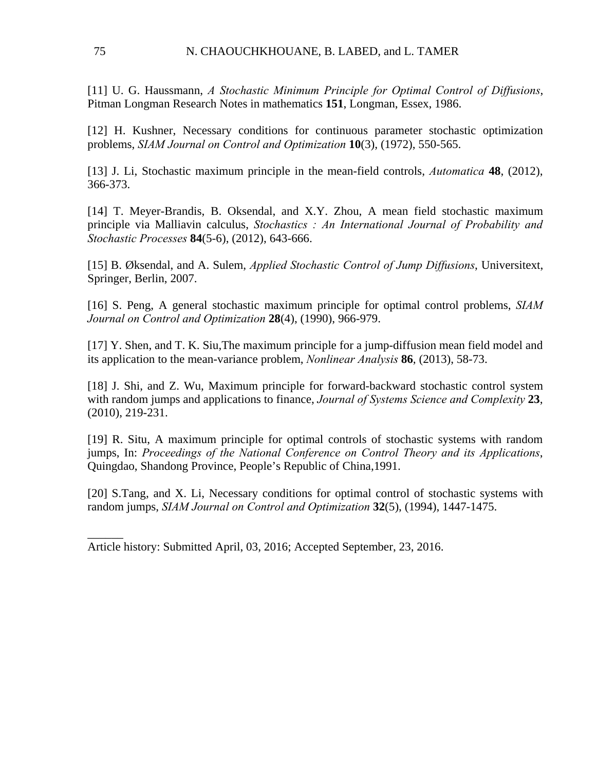[11] U. G. Haussmann, *A Stochastic Minimum Principle for Optimal Control of Diffusions*, Pitman Longman Research Notes in mathematics **151**, Longman, Essex, 1986.

[12] H. Kushner, Necessary conditions for continuous parameter stochastic optimization problems, *SIAM Journal on Control and Optimization* **10**(3), (1972), 550-565.

[13] J. Li, Stochastic maximum principle in the mean-field controls, *Automatica* **48**, (2012), 366-373.

[14] T. Meyer-Brandis, B. Oksendal, and X.Y. Zhou, A mean field stochastic maximum principle via Malliavin calculus, *Stochastics : An International Journal of Probability and Stochastic Processes* **84**(5-6), (2012), 643-666.

[15] B. Øksendal, and A. Sulem, *Applied Stochastic Control of Jump Diffusions*, Universitext, Springer, Berlin, 2007.

[16] S. Peng, A general stochastic maximum principle for optimal control problems, *SIAM Journal on Control and Optimization* **28**(4), (1990), 966-979.

[17] Y. Shen, and T. K. Siu,The maximum principle for a jump-diffusion mean field model and its application to the mean-variance problem, *Nonlinear Analysis* **86**, (2013), 58-73.

[18] J. Shi, and Z. Wu, Maximum principle for forward-backward stochastic control system with random jumps and applications to finance, *Journal of Systems Science and Complexity* **23**, (2010), 219-231.

[19] R. Situ, A maximum principle for optimal controls of stochastic systems with random jumps, In: *Proceedings of the National Conference on Control Theory and its Applications*, Quingdao, Shandong Province, People's Republic of China,1991.

[20] S.Tang, and X. Li, Necessary conditions for optimal control of stochastic systems with random jumps, *SIAM Journal on Control and Optimization* **32**(5), (1994), 1447-1475.

______

Article history: Submitted April, 03, 2016; Accepted September, 23, 2016.